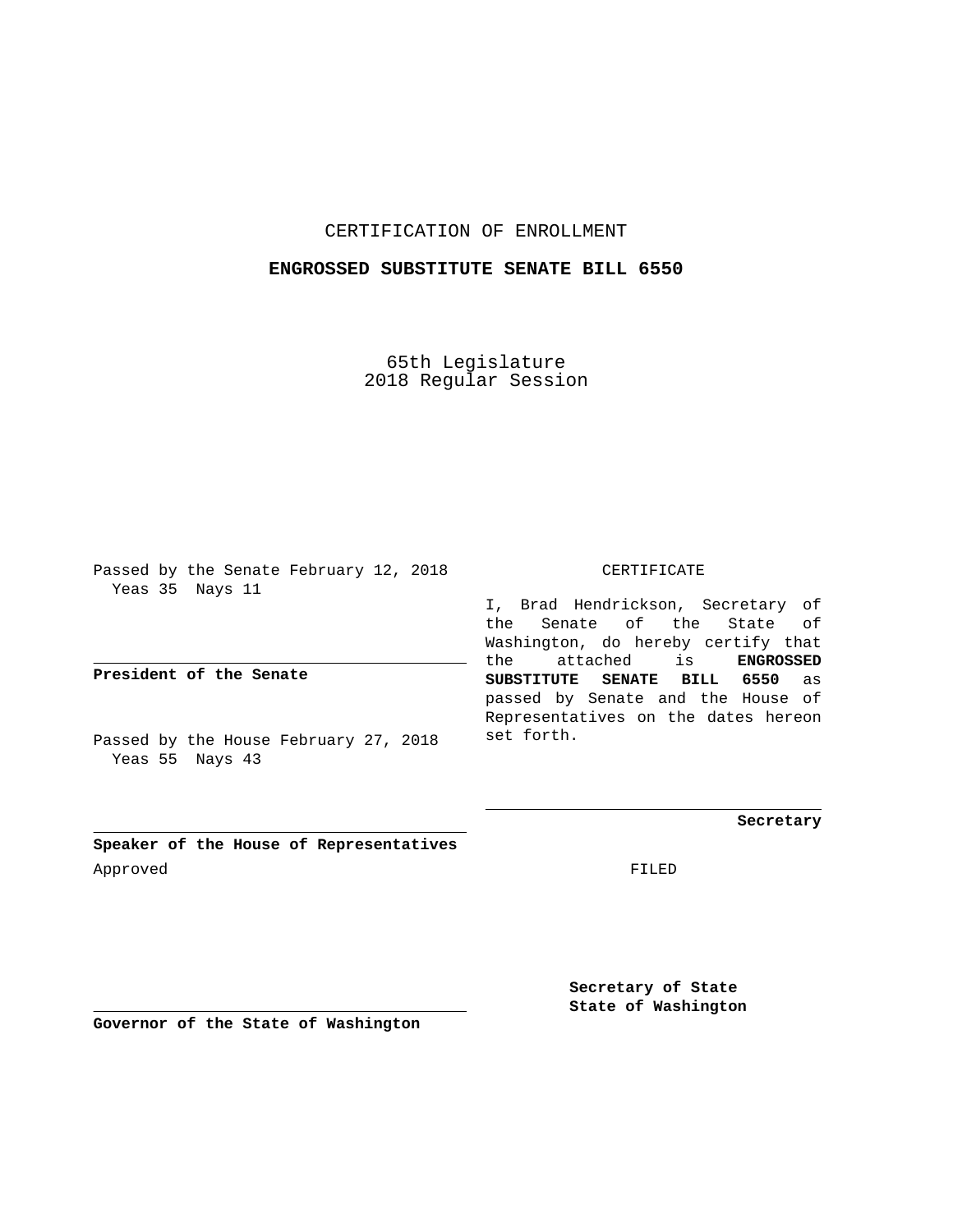CERTIFICATION OF ENROLLMENT

**ENGROSSED SUBSTITUTE SENATE BILL 6550**

65th Legislature
2018 Regular Session

Passed by the Senate February 12, 2018
Yeas 35 Nays 11

**President of the Senate**

Passed by the House February 27, 2018
Yeas 55 Nays 43

**Speaker of the House of Representatives**

Approved

**Governor of the State of Washington**

CERTIFICATE

I, Brad Hendrickson, Secretary of the Senate of the State of Washington, do hereby certify that the attached is **ENGROSSED SUBSTITUTE SENATE BILL 6550** as passed by Senate and the House of Representatives on the dates hereon set forth.

**Secretary**

FILED

**Secretary of State**
**State of Washington**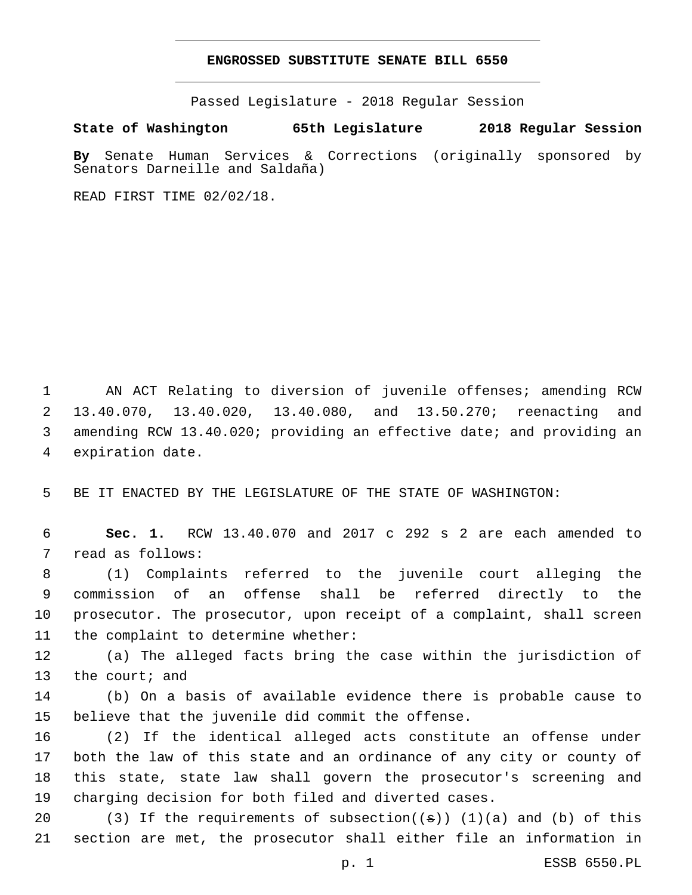**ENGROSSED SUBSTITUTE SENATE BILL 6550**

Passed Legislature - 2018 Regular Session

**State of Washington 65th Legislature 2018 Regular Session**

**By** Senate Human Services & Corrections (originally sponsored by Senators Darneille and Saldaña)

READ FIRST TIME 02/02/18.

AN ACT Relating to diversion of juvenile offenses; amending RCW 13.40.070, 13.40.020, 13.40.080, and 13.50.270; reenacting and amending RCW 13.40.020; providing an effective date; and providing an expiration date.

BE IT ENACTED BY THE LEGISLATURE OF THE STATE OF WASHINGTON:

**Sec. 1.** RCW 13.40.070 and 2017 c 292 s 2 are each amended to read as follows:

(1) Complaints referred to the juvenile court alleging the commission of an offense shall be referred directly to the prosecutor. The prosecutor, upon receipt of a complaint, shall screen the complaint to determine whether:

(a) The alleged facts bring the case within the jurisdiction of the court; and

(b) On a basis of available evidence there is probable cause to believe that the juvenile did commit the offense.

(2) If the identical alleged acts constitute an offense under both the law of this state and an ordinance of any city or county of this state, state law shall govern the prosecutor's screening and charging decision for both filed and diverted cases.

(3) If the requirements of subsection((~~s~~)) (1)(a) and (b) of this section are met, the prosecutor shall either file an information in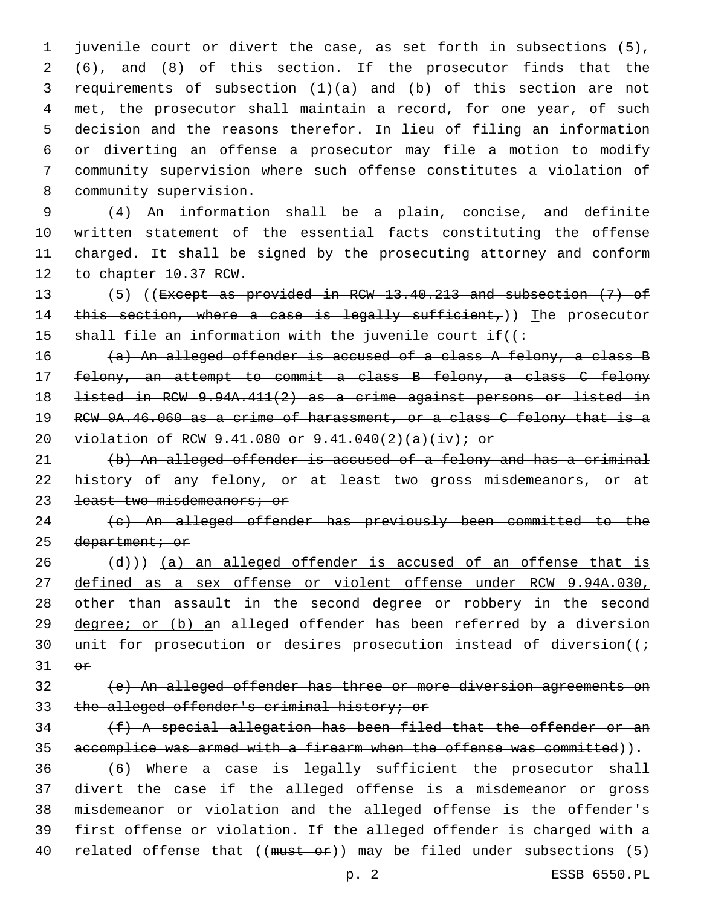juvenile court or divert the case, as set forth in subsections (5), (6), and (8) of this section. If the prosecutor finds that the requirements of subsection (1)(a) and (b) of this section are not met, the prosecutor shall maintain a record, for one year, of such decision and the reasons therefor. In lieu of filing an information or diverting an offense a prosecutor may file a motion to modify community supervision where such offense constitutes a violation of community supervision.

(4) An information shall be a plain, concise, and definite written statement of the essential facts constituting the offense charged. It shall be signed by the prosecuting attorney and conform to chapter 10.37 RCW.

(5) ((~~Except as provided in RCW 13.40.213 and subsection (7) of this section, where a case is legally sufficient,~~)) <u>T</u>he prosecutor shall file an information with the juvenile court if((~~:~~

~~(a) An alleged offender is accused of a class A felony, a class B felony, an attempt to commit a class B felony, a class C felony listed in RCW 9.94A.411(2) as a crime against persons or listed in RCW 9A.46.060 as a crime of harassment, or a class C felony that is a violation of RCW 9.41.080 or 9.41.040(2)(a)(iv); or~~

~~(b) An alleged offender is accused of a felony and has a criminal history of any felony, or at least two gross misdemeanors, or at least two misdemeanors; or~~

~~(c) An alleged offender has previously been committed to the department; or~~

~~(d)~~)) <u>(a) an alleged offender is accused of an offense that is defined as a sex offense or violent offense under RCW 9.94A.030, other than assault in the second degree or robbery in the second degree; or (b) a</u>n alleged offender has been referred by a diversion unit for prosecution or desires prosecution instead of diversion((~~; or~~

~~(e) An alleged offender has three or more diversion agreements on the alleged offender's criminal history; or~~

~~(f) A special allegation has been filed that the offender or an accomplice was armed with a firearm when the offense was committed~~)).

(6) Where a case is legally sufficient the prosecutor shall divert the case if the alleged offense is a misdemeanor or gross misdemeanor or violation and the alleged offense is the offender's first offense or violation. If the alleged offender is charged with a related offense that ((~~must or~~)) may be filed under subsections (5)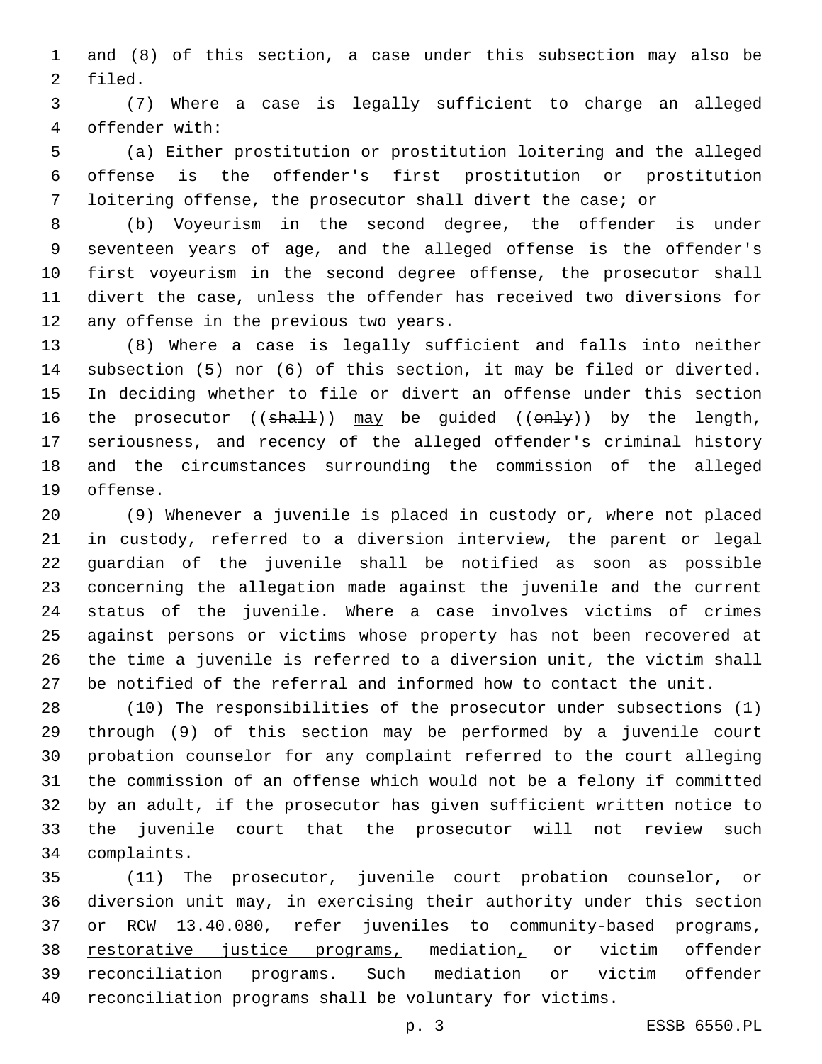and (8) of this section, a case under this subsection may also be filed.

(7) Where a case is legally sufficient to charge an alleged offender with:

(a) Either prostitution or prostitution loitering and the alleged offense is the offender's first prostitution or prostitution loitering offense, the prosecutor shall divert the case; or

(b) Voyeurism in the second degree, the offender is under seventeen years of age, and the alleged offense is the offender's first voyeurism in the second degree offense, the prosecutor shall divert the case, unless the offender has received two diversions for any offense in the previous two years.

(8) Where a case is legally sufficient and falls into neither subsection (5) nor (6) of this section, it may be filed or diverted. In deciding whether to file or divert an offense under this section the prosecutor ((~~shall~~)) may be guided ((~~only~~)) by the length, seriousness, and recency of the alleged offender's criminal history and the circumstances surrounding the commission of the alleged offense.

(9) Whenever a juvenile is placed in custody or, where not placed in custody, referred to a diversion interview, the parent or legal guardian of the juvenile shall be notified as soon as possible concerning the allegation made against the juvenile and the current status of the juvenile. Where a case involves victims of crimes against persons or victims whose property has not been recovered at the time a juvenile is referred to a diversion unit, the victim shall be notified of the referral and informed how to contact the unit.

(10) The responsibilities of the prosecutor under subsections (1) through (9) of this section may be performed by a juvenile court probation counselor for any complaint referred to the court alleging the commission of an offense which would not be a felony if committed by an adult, if the prosecutor has given sufficient written notice to the juvenile court that the prosecutor will not review such complaints.

(11) The prosecutor, juvenile court probation counselor, or diversion unit may, in exercising their authority under this section or RCW 13.40.080, refer juveniles to community-based programs, restorative justice programs, mediation, or victim offender reconciliation programs. Such mediation or victim offender reconciliation programs shall be voluntary for victims.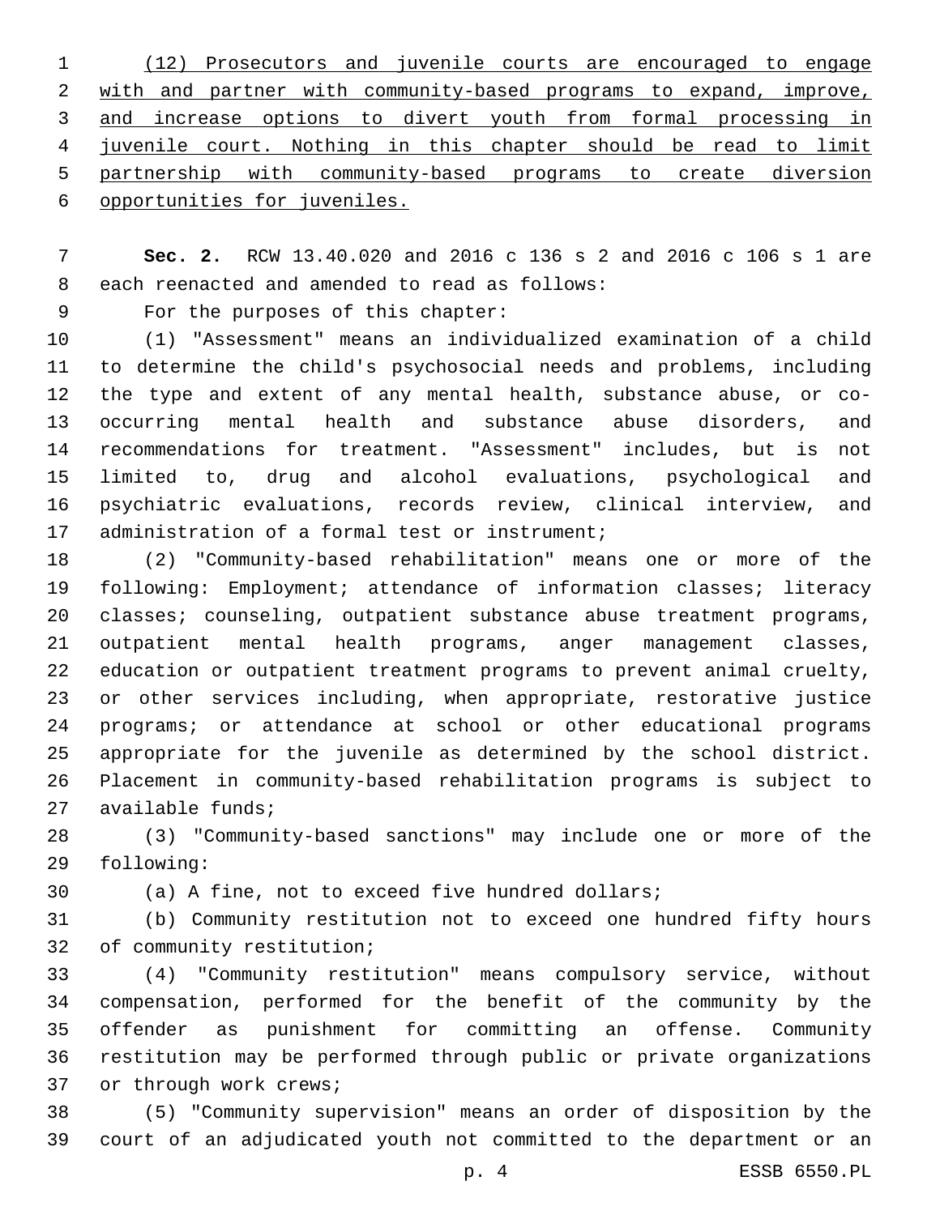<u>(12) Prosecutors and juvenile courts are encouraged to engage with and partner with community-based programs to expand, improve, and increase options to divert youth from formal processing in juvenile court. Nothing in this chapter should be read to limit partnership with community-based programs to create diversion opportunities for juveniles.</u>

**Sec. 2.** RCW 13.40.020 and 2016 c 136 s 2 and 2016 c 106 s 1 are each reenacted and amended to read as follows:

For the purposes of this chapter:

(1) "Assessment" means an individualized examination of a child to determine the child's psychosocial needs and problems, including the type and extent of any mental health, substance abuse, or co-occurring mental health and substance abuse disorders, and recommendations for treatment. "Assessment" includes, but is not limited to, drug and alcohol evaluations, psychological and psychiatric evaluations, records review, clinical interview, and administration of a formal test or instrument;

(2) "Community-based rehabilitation" means one or more of the following: Employment; attendance of information classes; literacy classes; counseling, outpatient substance abuse treatment programs, outpatient mental health programs, anger management classes, education or outpatient treatment programs to prevent animal cruelty, or other services including, when appropriate, restorative justice programs; or attendance at school or other educational programs appropriate for the juvenile as determined by the school district. Placement in community-based rehabilitation programs is subject to available funds;

(3) "Community-based sanctions" may include one or more of the following:

(a) A fine, not to exceed five hundred dollars;

(b) Community restitution not to exceed one hundred fifty hours of community restitution;

(4) "Community restitution" means compulsory service, without compensation, performed for the benefit of the community by the offender as punishment for committing an offense. Community restitution may be performed through public or private organizations or through work crews;

(5) "Community supervision" means an order of disposition by the court of an adjudicated youth not committed to the department or an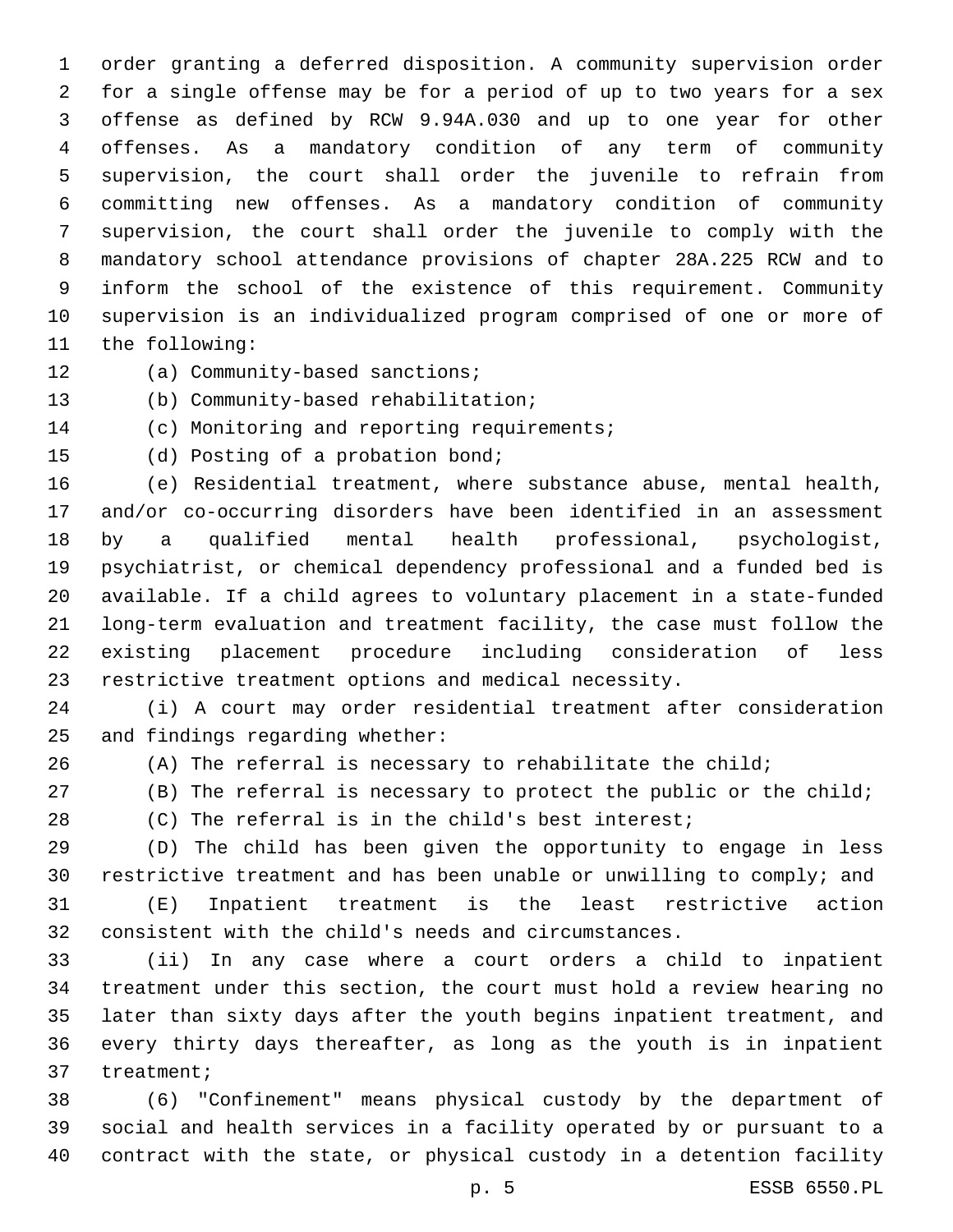order granting a deferred disposition. A community supervision order for a single offense may be for a period of up to two years for a sex offense as defined by RCW 9.94A.030 and up to one year for other offenses. As a mandatory condition of any term of community supervision, the court shall order the juvenile to refrain from committing new offenses. As a mandatory condition of community supervision, the court shall order the juvenile to comply with the mandatory school attendance provisions of chapter 28A.225 RCW and to inform the school of the existence of this requirement. Community supervision is an individualized program comprised of one or more of the following:

(a) Community-based sanctions;

(b) Community-based rehabilitation;

(c) Monitoring and reporting requirements;

(d) Posting of a probation bond;

(e) Residential treatment, where substance abuse, mental health, and/or co-occurring disorders have been identified in an assessment by a qualified mental health professional, psychologist, psychiatrist, or chemical dependency professional and a funded bed is available. If a child agrees to voluntary placement in a state-funded long-term evaluation and treatment facility, the case must follow the existing placement procedure including consideration of less restrictive treatment options and medical necessity.

(i) A court may order residential treatment after consideration and findings regarding whether:

(A) The referral is necessary to rehabilitate the child;

(B) The referral is necessary to protect the public or the child;

(C) The referral is in the child's best interest;

(D) The child has been given the opportunity to engage in less restrictive treatment and has been unable or unwilling to comply; and

(E) Inpatient treatment is the least restrictive action consistent with the child's needs and circumstances.

(ii) In any case where a court orders a child to inpatient treatment under this section, the court must hold a review hearing no later than sixty days after the youth begins inpatient treatment, and every thirty days thereafter, as long as the youth is in inpatient treatment;

(6) "Confinement" means physical custody by the department of social and health services in a facility operated by or pursuant to a contract with the state, or physical custody in a detention facility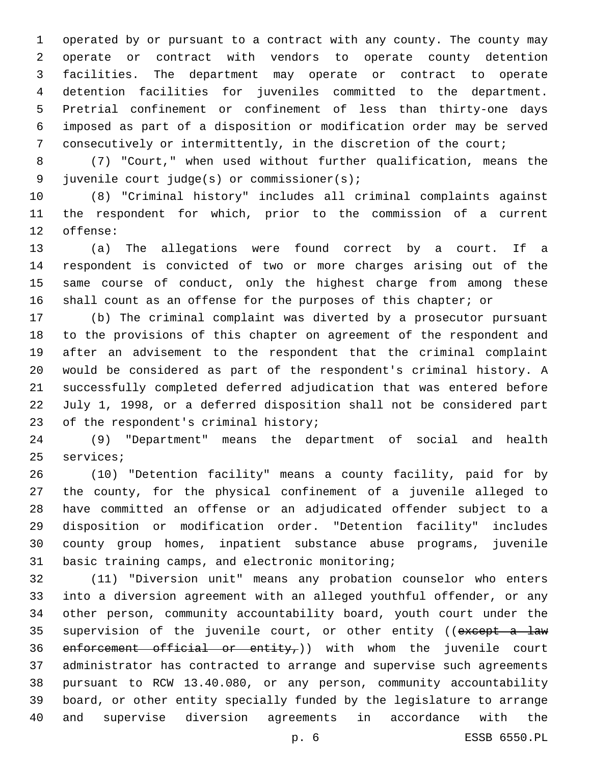operated by or pursuant to a contract with any county. The county may operate or contract with vendors to operate county detention facilities. The department may operate or contract to operate detention facilities for juveniles committed to the department. Pretrial confinement or confinement of less than thirty-one days imposed as part of a disposition or modification order may be served consecutively or intermittently, in the discretion of the court;

(7) "Court," when used without further qualification, means the juvenile court judge(s) or commissioner(s);

(8) "Criminal history" includes all criminal complaints against the respondent for which, prior to the commission of a current offense:

(a) The allegations were found correct by a court. If a respondent is convicted of two or more charges arising out of the same course of conduct, only the highest charge from among these shall count as an offense for the purposes of this chapter; or

(b) The criminal complaint was diverted by a prosecutor pursuant to the provisions of this chapter on agreement of the respondent and after an advisement to the respondent that the criminal complaint would be considered as part of the respondent's criminal history. A successfully completed deferred adjudication that was entered before July 1, 1998, or a deferred disposition shall not be considered part of the respondent's criminal history;

(9) "Department" means the department of social and health services;

(10) "Detention facility" means a county facility, paid for by the county, for the physical confinement of a juvenile alleged to have committed an offense or an adjudicated offender subject to a disposition or modification order. "Detention facility" includes county group homes, inpatient substance abuse programs, juvenile basic training camps, and electronic monitoring;

(11) "Diversion unit" means any probation counselor who enters into a diversion agreement with an alleged youthful offender, or any other person, community accountability board, youth court under the supervision of the juvenile court, or other entity ((~~except a law enforcement official or entity,~~)) with whom the juvenile court administrator has contracted to arrange and supervise such agreements pursuant to RCW 13.40.080, or any person, community accountability board, or other entity specially funded by the legislature to arrange and supervise diversion agreements in accordance with the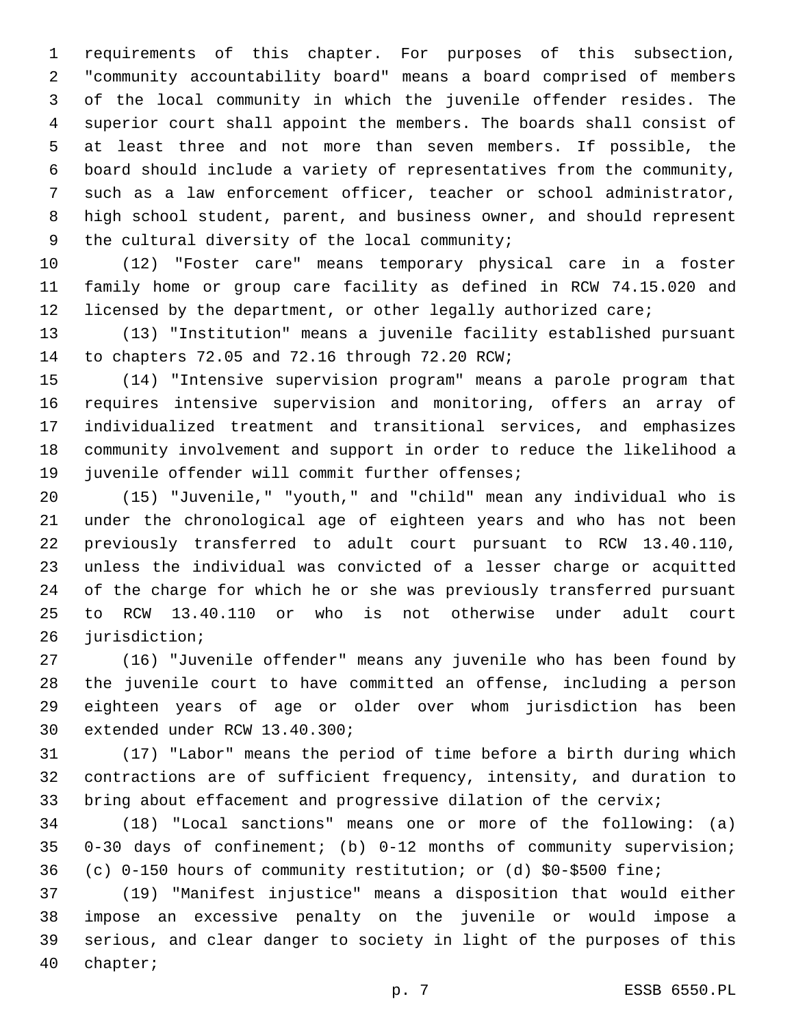requirements of this chapter. For purposes of this subsection, "community accountability board" means a board comprised of members of the local community in which the juvenile offender resides. The superior court shall appoint the members. The boards shall consist of at least three and not more than seven members. If possible, the board should include a variety of representatives from the community, such as a law enforcement officer, teacher or school administrator, high school student, parent, and business owner, and should represent the cultural diversity of the local community;

(12) "Foster care" means temporary physical care in a foster family home or group care facility as defined in RCW 74.15.020 and licensed by the department, or other legally authorized care;

(13) "Institution" means a juvenile facility established pursuant to chapters 72.05 and 72.16 through 72.20 RCW;

(14) "Intensive supervision program" means a parole program that requires intensive supervision and monitoring, offers an array of individualized treatment and transitional services, and emphasizes community involvement and support in order to reduce the likelihood a juvenile offender will commit further offenses;

(15) "Juvenile," "youth," and "child" mean any individual who is under the chronological age of eighteen years and who has not been previously transferred to adult court pursuant to RCW 13.40.110, unless the individual was convicted of a lesser charge or acquitted of the charge for which he or she was previously transferred pursuant to RCW 13.40.110 or who is not otherwise under adult court jurisdiction;

(16) "Juvenile offender" means any juvenile who has been found by the juvenile court to have committed an offense, including a person eighteen years of age or older over whom jurisdiction has been extended under RCW 13.40.300;

(17) "Labor" means the period of time before a birth during which contractions are of sufficient frequency, intensity, and duration to bring about effacement and progressive dilation of the cervix;

(18) "Local sanctions" means one or more of the following: (a) 0-30 days of confinement; (b) 0-12 months of community supervision; (c) 0-150 hours of community restitution; or (d) $0-$500 fine;

(19) "Manifest injustice" means a disposition that would either impose an excessive penalty on the juvenile or would impose a serious, and clear danger to society in light of the purposes of this chapter;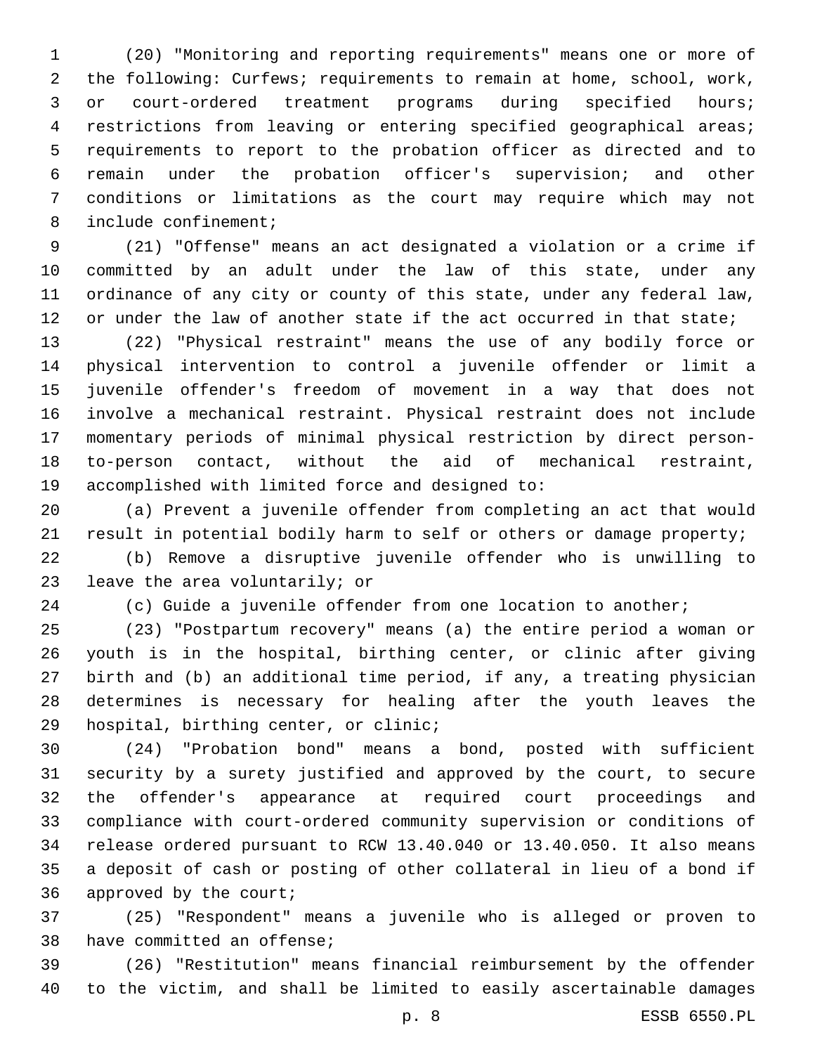(20) "Monitoring and reporting requirements" means one or more of the following: Curfews; requirements to remain at home, school, work, or court-ordered treatment programs during specified hours; restrictions from leaving or entering specified geographical areas; requirements to report to the probation officer as directed and to remain under the probation officer's supervision; and other conditions or limitations as the court may require which may not include confinement;

(21) "Offense" means an act designated a violation or a crime if committed by an adult under the law of this state, under any ordinance of any city or county of this state, under any federal law, or under the law of another state if the act occurred in that state;

(22) "Physical restraint" means the use of any bodily force or physical intervention to control a juvenile offender or limit a juvenile offender's freedom of movement in a way that does not involve a mechanical restraint. Physical restraint does not include momentary periods of minimal physical restriction by direct person-to-person contact, without the aid of mechanical restraint, accomplished with limited force and designed to:

(a) Prevent a juvenile offender from completing an act that would result in potential bodily harm to self or others or damage property;

(b) Remove a disruptive juvenile offender who is unwilling to leave the area voluntarily; or

(c) Guide a juvenile offender from one location to another;

(23) "Postpartum recovery" means (a) the entire period a woman or youth is in the hospital, birthing center, or clinic after giving birth and (b) an additional time period, if any, a treating physician determines is necessary for healing after the youth leaves the hospital, birthing center, or clinic;

(24) "Probation bond" means a bond, posted with sufficient security by a surety justified and approved by the court, to secure the offender's appearance at required court proceedings and compliance with court-ordered community supervision or conditions of release ordered pursuant to RCW 13.40.040 or 13.40.050. It also means a deposit of cash or posting of other collateral in lieu of a bond if approved by the court;

(25) "Respondent" means a juvenile who is alleged or proven to have committed an offense;

(26) "Restitution" means financial reimbursement by the offender to the victim, and shall be limited to easily ascertainable damages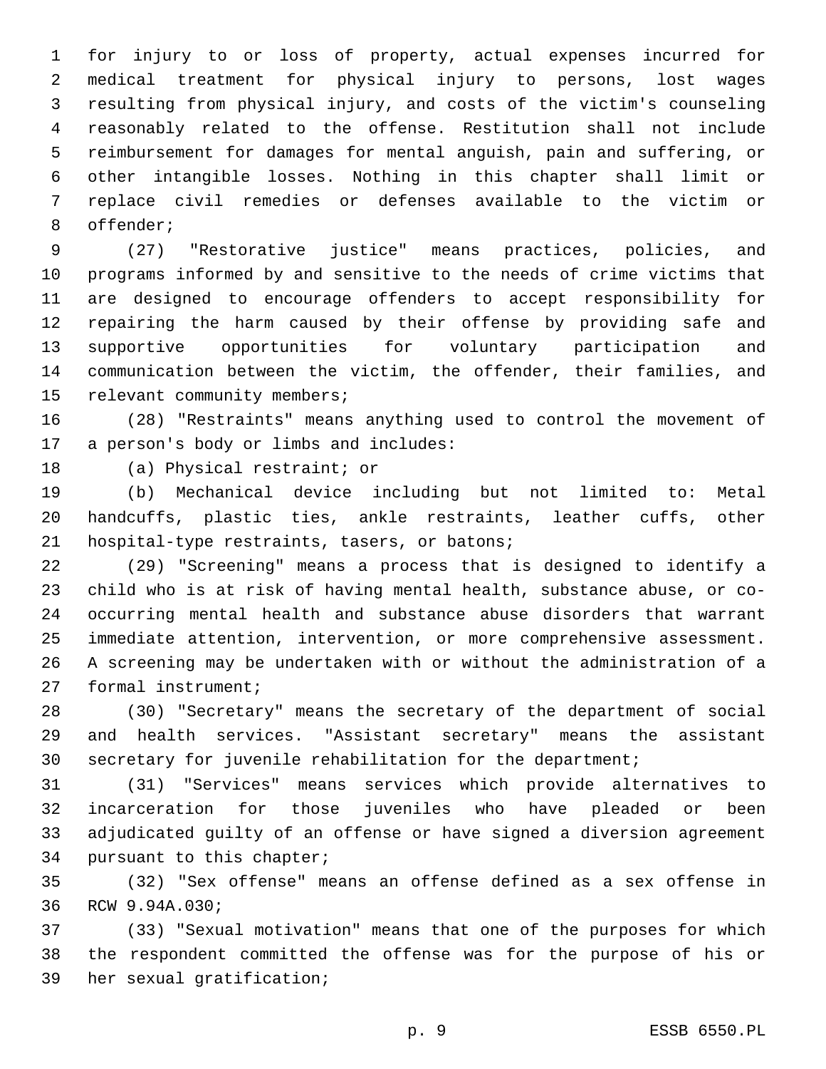for injury to or loss of property, actual expenses incurred for medical treatment for physical injury to persons, lost wages resulting from physical injury, and costs of the victim's counseling reasonably related to the offense. Restitution shall not include reimbursement for damages for mental anguish, pain and suffering, or other intangible losses. Nothing in this chapter shall limit or replace civil remedies or defenses available to the victim or offender;

(27) "Restorative justice" means practices, policies, and programs informed by and sensitive to the needs of crime victims that are designed to encourage offenders to accept responsibility for repairing the harm caused by their offense by providing safe and supportive opportunities for voluntary participation and communication between the victim, the offender, their families, and relevant community members;

(28) "Restraints" means anything used to control the movement of a person's body or limbs and includes:

(a) Physical restraint; or

(b) Mechanical device including but not limited to: Metal handcuffs, plastic ties, ankle restraints, leather cuffs, other hospital-type restraints, tasers, or batons;

(29) "Screening" means a process that is designed to identify a child who is at risk of having mental health, substance abuse, or co-occurring mental health and substance abuse disorders that warrant immediate attention, intervention, or more comprehensive assessment. A screening may be undertaken with or without the administration of a formal instrument;

(30) "Secretary" means the secretary of the department of social and health services. "Assistant secretary" means the assistant secretary for juvenile rehabilitation for the department;

(31) "Services" means services which provide alternatives to incarceration for those juveniles who have pleaded or been adjudicated guilty of an offense or have signed a diversion agreement pursuant to this chapter;

(32) "Sex offense" means an offense defined as a sex offense in RCW 9.94A.030;

(33) "Sexual motivation" means that one of the purposes for which the respondent committed the offense was for the purpose of his or her sexual gratification;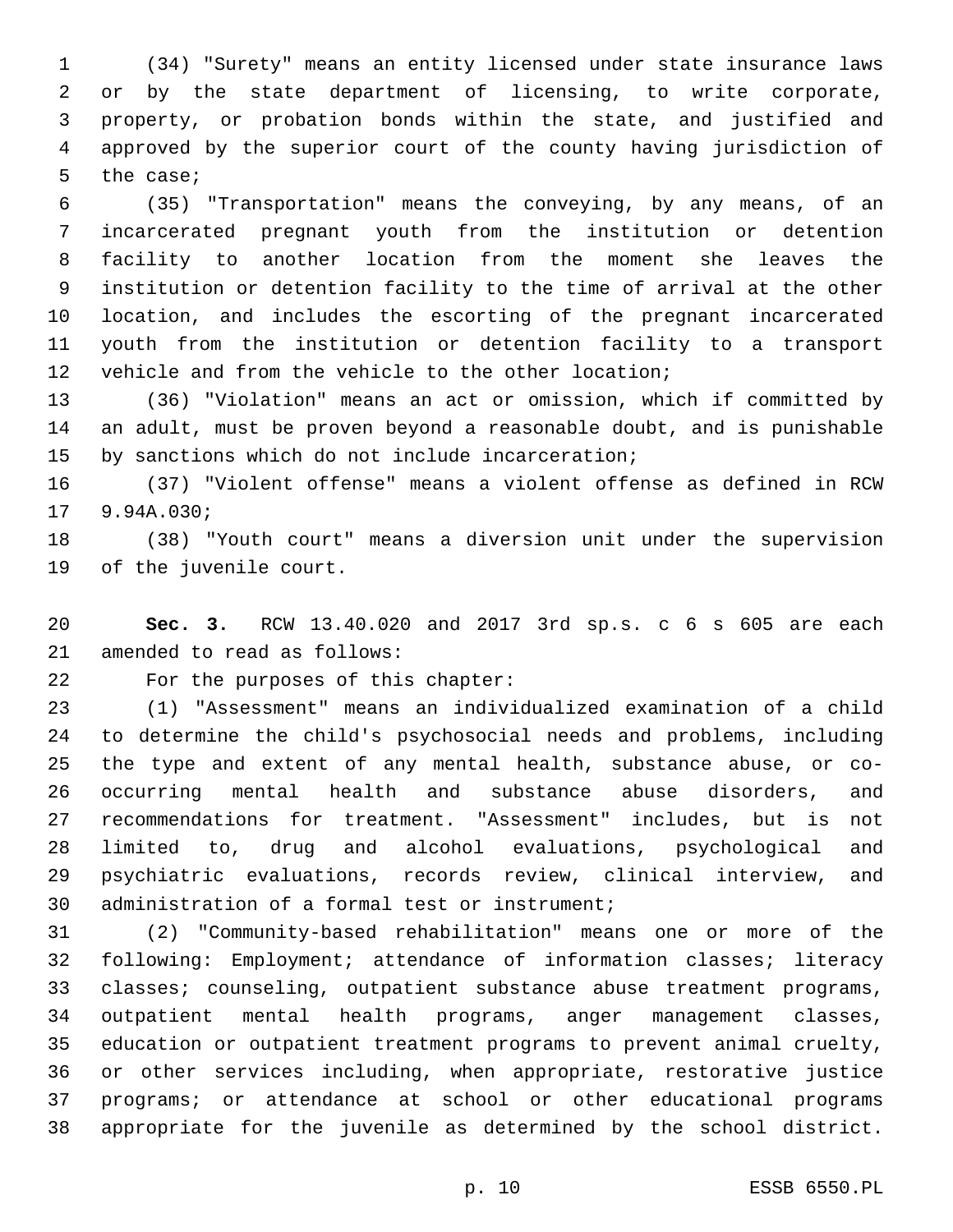(34) "Surety" means an entity licensed under state insurance laws or by the state department of licensing, to write corporate, property, or probation bonds within the state, and justified and approved by the superior court of the county having jurisdiction of the case;

(35) "Transportation" means the conveying, by any means, of an incarcerated pregnant youth from the institution or detention facility to another location from the moment she leaves the institution or detention facility to the time of arrival at the other location, and includes the escorting of the pregnant incarcerated youth from the institution or detention facility to a transport vehicle and from the vehicle to the other location;

(36) "Violation" means an act or omission, which if committed by an adult, must be proven beyond a reasonable doubt, and is punishable by sanctions which do not include incarceration;

(37) "Violent offense" means a violent offense as defined in RCW 9.94A.030;

(38) "Youth court" means a diversion unit under the supervision of the juvenile court.

**Sec. 3.** RCW 13.40.020 and 2017 3rd sp.s. c 6 s 605 are each amended to read as follows:

For the purposes of this chapter:

(1) "Assessment" means an individualized examination of a child to determine the child's psychosocial needs and problems, including the type and extent of any mental health, substance abuse, or co-occurring mental health and substance abuse disorders, and recommendations for treatment. "Assessment" includes, but is not limited to, drug and alcohol evaluations, psychological and psychiatric evaluations, records review, clinical interview, and administration of a formal test or instrument;

(2) "Community-based rehabilitation" means one or more of the following: Employment; attendance of information classes; literacy classes; counseling, outpatient substance abuse treatment programs, outpatient mental health programs, anger management classes, education or outpatient treatment programs to prevent animal cruelty, or other services including, when appropriate, restorative justice programs; or attendance at school or other educational programs appropriate for the juvenile as determined by the school district.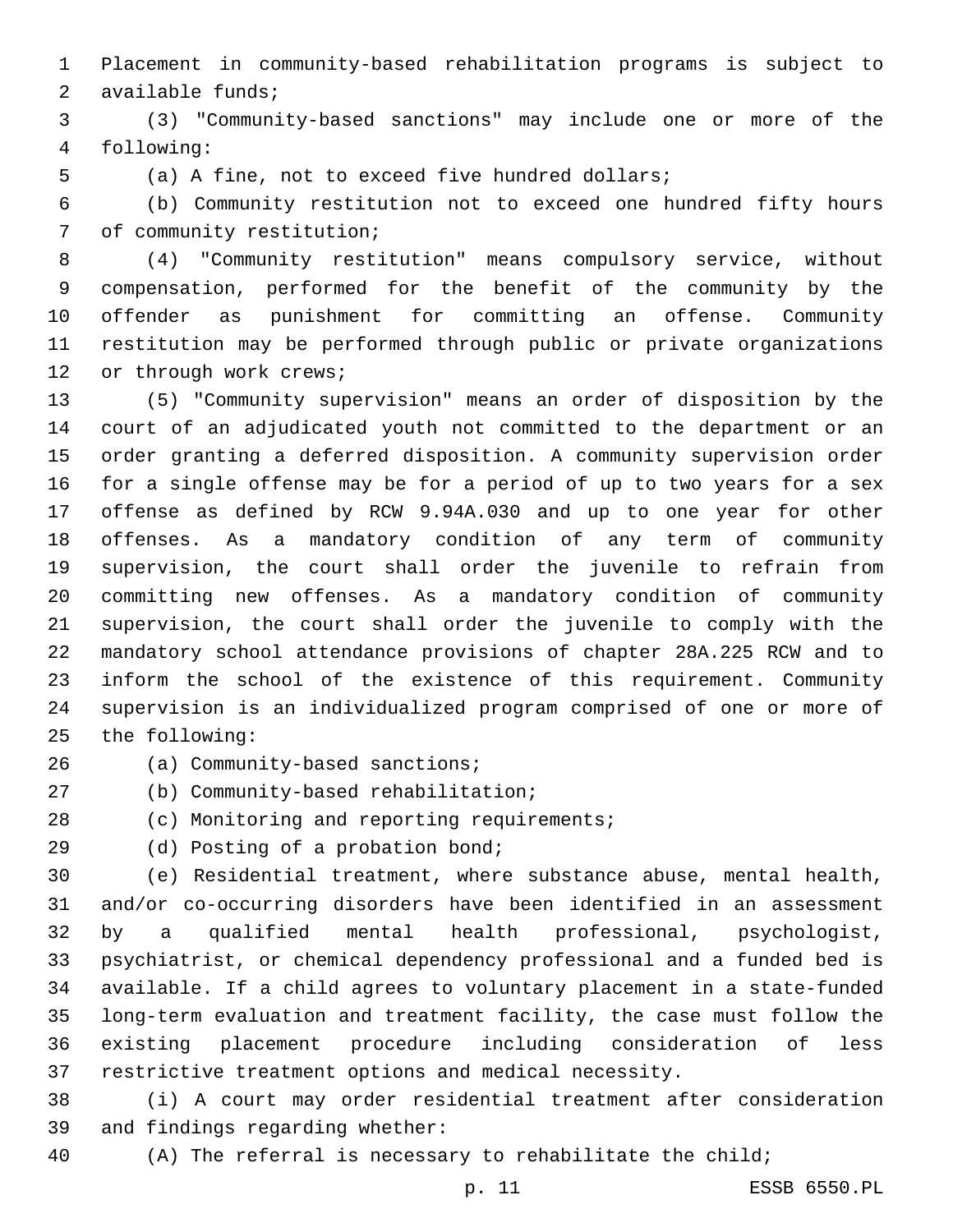Placement in community-based rehabilitation programs is subject to available funds;

(3) "Community-based sanctions" may include one or more of the following:

(a) A fine, not to exceed five hundred dollars;

(b) Community restitution not to exceed one hundred fifty hours of community restitution;

(4) "Community restitution" means compulsory service, without compensation, performed for the benefit of the community by the offender as punishment for committing an offense. Community restitution may be performed through public or private organizations or through work crews;

(5) "Community supervision" means an order of disposition by the court of an adjudicated youth not committed to the department or an order granting a deferred disposition. A community supervision order for a single offense may be for a period of up to two years for a sex offense as defined by RCW 9.94A.030 and up to one year for other offenses. As a mandatory condition of any term of community supervision, the court shall order the juvenile to refrain from committing new offenses. As a mandatory condition of community supervision, the court shall order the juvenile to comply with the mandatory school attendance provisions of chapter 28A.225 RCW and to inform the school of the existence of this requirement. Community supervision is an individualized program comprised of one or more of the following:

(a) Community-based sanctions;

(b) Community-based rehabilitation;

(c) Monitoring and reporting requirements;

(d) Posting of a probation bond;

(e) Residential treatment, where substance abuse, mental health, and/or co-occurring disorders have been identified in an assessment by a qualified mental health professional, psychologist, psychiatrist, or chemical dependency professional and a funded bed is available. If a child agrees to voluntary placement in a state-funded long-term evaluation and treatment facility, the case must follow the existing placement procedure including consideration of less restrictive treatment options and medical necessity.

(i) A court may order residential treatment after consideration and findings regarding whether:

(A) The referral is necessary to rehabilitate the child;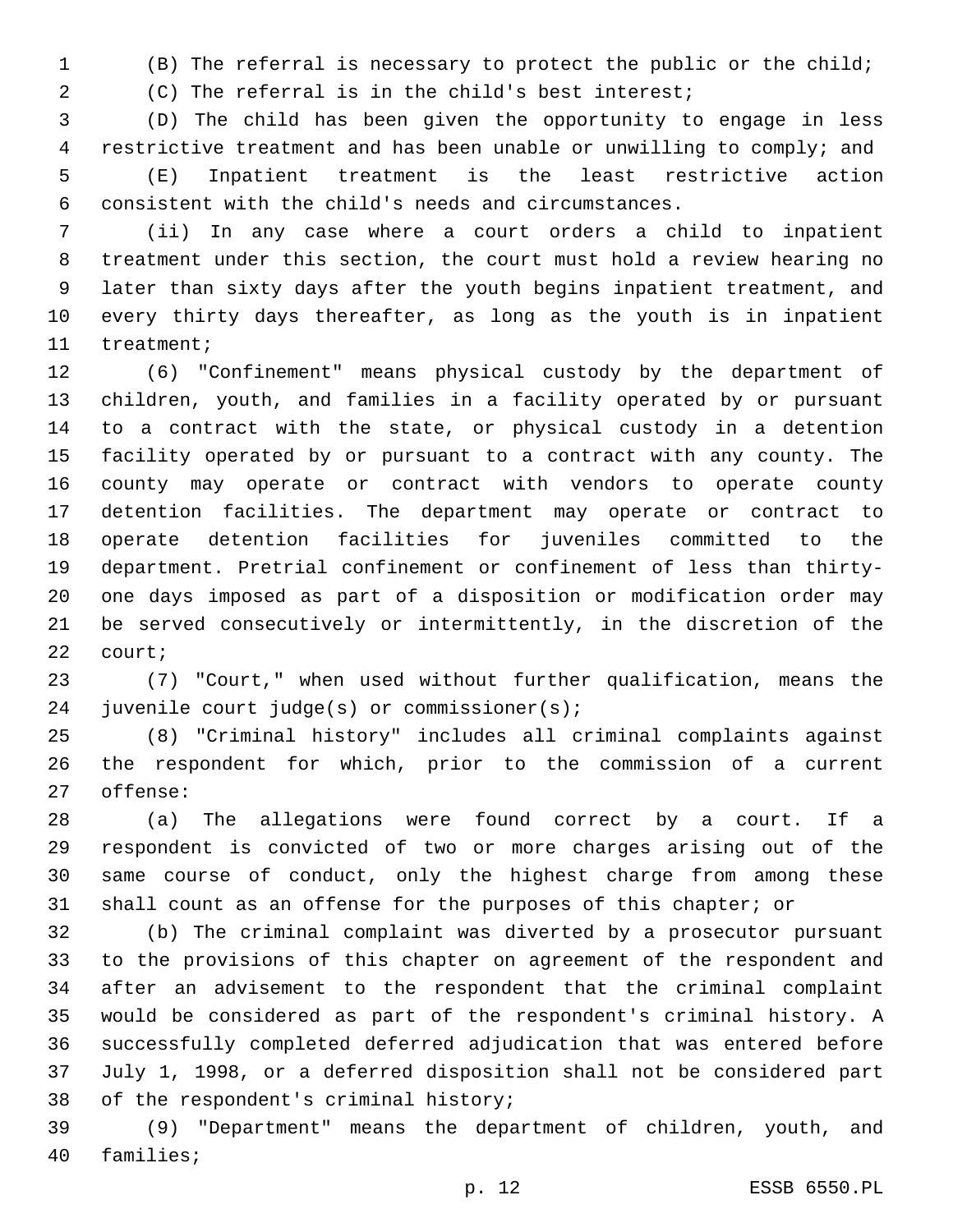(B) The referral is necessary to protect the public or the child;

(C) The referral is in the child's best interest;

(D) The child has been given the opportunity to engage in less restrictive treatment and has been unable or unwilling to comply; and

(E) Inpatient treatment is the least restrictive action consistent with the child's needs and circumstances.

(ii) In any case where a court orders a child to inpatient treatment under this section, the court must hold a review hearing no later than sixty days after the youth begins inpatient treatment, and every thirty days thereafter, as long as the youth is in inpatient treatment;

(6) "Confinement" means physical custody by the department of children, youth, and families in a facility operated by or pursuant to a contract with the state, or physical custody in a detention facility operated by or pursuant to a contract with any county. The county may operate or contract with vendors to operate county detention facilities. The department may operate or contract to operate detention facilities for juveniles committed to the department. Pretrial confinement or confinement of less than thirty-one days imposed as part of a disposition or modification order may be served consecutively or intermittently, in the discretion of the court;

(7) "Court," when used without further qualification, means the juvenile court judge(s) or commissioner(s);

(8) "Criminal history" includes all criminal complaints against the respondent for which, prior to the commission of a current offense:

(a) The allegations were found correct by a court. If a respondent is convicted of two or more charges arising out of the same course of conduct, only the highest charge from among these shall count as an offense for the purposes of this chapter; or

(b) The criminal complaint was diverted by a prosecutor pursuant to the provisions of this chapter on agreement of the respondent and after an advisement to the respondent that the criminal complaint would be considered as part of the respondent's criminal history. A successfully completed deferred adjudication that was entered before July 1, 1998, or a deferred disposition shall not be considered part of the respondent's criminal history;

(9) "Department" means the department of children, youth, and families;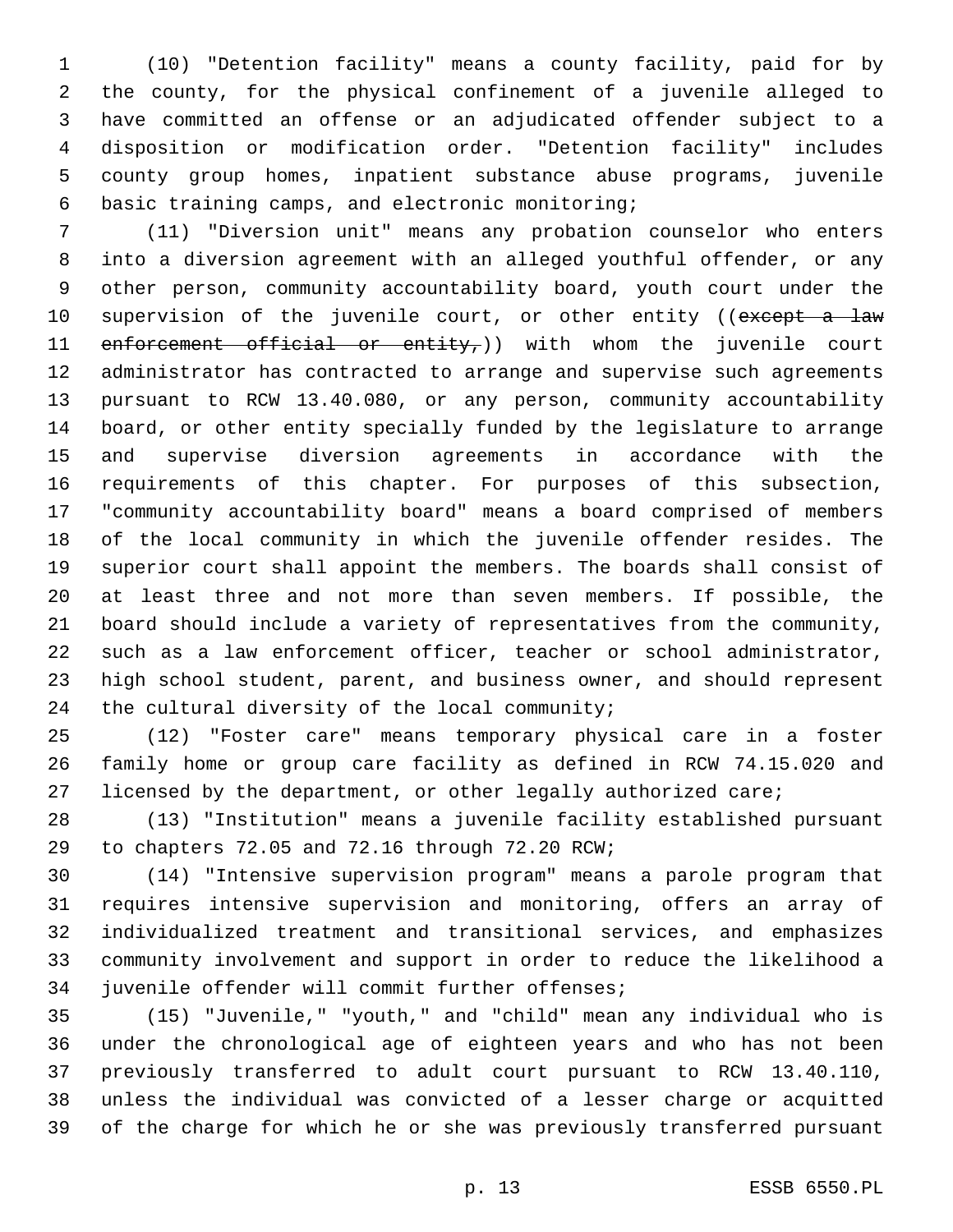(10) "Detention facility" means a county facility, paid for by the county, for the physical confinement of a juvenile alleged to have committed an offense or an adjudicated offender subject to a disposition or modification order. "Detention facility" includes county group homes, inpatient substance abuse programs, juvenile basic training camps, and electronic monitoring;

(11) "Diversion unit" means any probation counselor who enters into a diversion agreement with an alleged youthful offender, or any other person, community accountability board, youth court under the supervision of the juvenile court, or other entity ((~~except a law enforcement official or entity,~~)) with whom the juvenile court administrator has contracted to arrange and supervise such agreements pursuant to RCW 13.40.080, or any person, community accountability board, or other entity specially funded by the legislature to arrange and supervise diversion agreements in accordance with the requirements of this chapter. For purposes of this subsection, "community accountability board" means a board comprised of members of the local community in which the juvenile offender resides. The superior court shall appoint the members. The boards shall consist of at least three and not more than seven members. If possible, the board should include a variety of representatives from the community, such as a law enforcement officer, teacher or school administrator, high school student, parent, and business owner, and should represent the cultural diversity of the local community;

(12) "Foster care" means temporary physical care in a foster family home or group care facility as defined in RCW 74.15.020 and licensed by the department, or other legally authorized care;

(13) "Institution" means a juvenile facility established pursuant to chapters 72.05 and 72.16 through 72.20 RCW;

(14) "Intensive supervision program" means a parole program that requires intensive supervision and monitoring, offers an array of individualized treatment and transitional services, and emphasizes community involvement and support in order to reduce the likelihood a juvenile offender will commit further offenses;

(15) "Juvenile," "youth," and "child" mean any individual who is under the chronological age of eighteen years and who has not been previously transferred to adult court pursuant to RCW 13.40.110, unless the individual was convicted of a lesser charge or acquitted of the charge for which he or she was previously transferred pursuant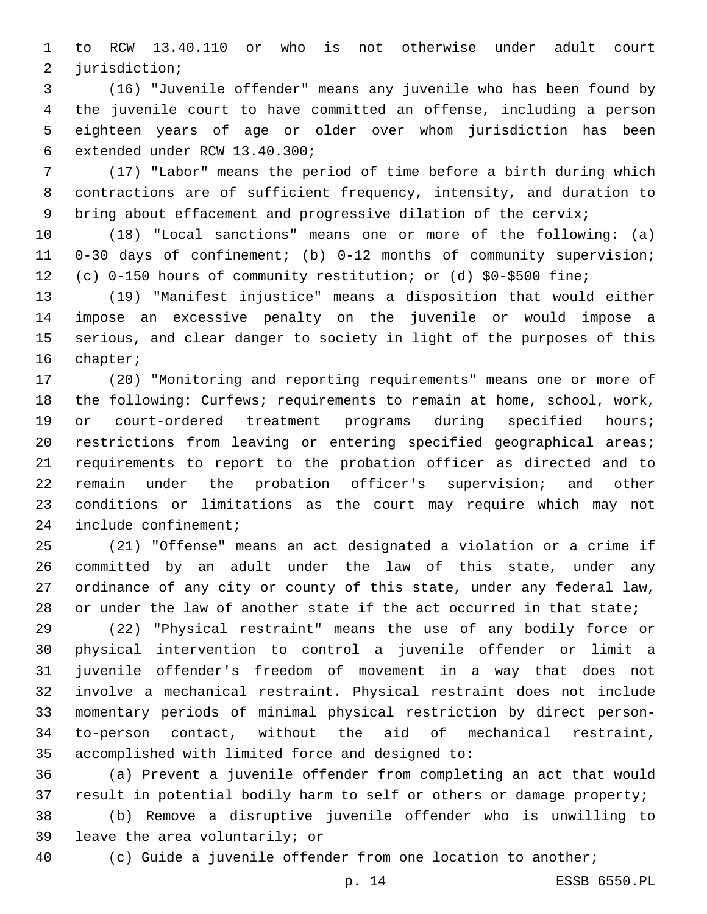to RCW 13.40.110 or who is not otherwise under adult court jurisdiction;

(16) "Juvenile offender" means any juvenile who has been found by the juvenile court to have committed an offense, including a person eighteen years of age or older over whom jurisdiction has been extended under RCW 13.40.300;

(17) "Labor" means the period of time before a birth during which contractions are of sufficient frequency, intensity, and duration to bring about effacement and progressive dilation of the cervix;

(18) "Local sanctions" means one or more of the following: (a) 0-30 days of confinement; (b) 0-12 months of community supervision; (c) 0-150 hours of community restitution; or (d) $0-$500 fine;

(19) "Manifest injustice" means a disposition that would either impose an excessive penalty on the juvenile or would impose a serious, and clear danger to society in light of the purposes of this chapter;

(20) "Monitoring and reporting requirements" means one or more of the following: Curfews; requirements to remain at home, school, work, or court-ordered treatment programs during specified hours; restrictions from leaving or entering specified geographical areas; requirements to report to the probation officer as directed and to remain under the probation officer's supervision; and other conditions or limitations as the court may require which may not include confinement;

(21) "Offense" means an act designated a violation or a crime if committed by an adult under the law of this state, under any ordinance of any city or county of this state, under any federal law, or under the law of another state if the act occurred in that state;

(22) "Physical restraint" means the use of any bodily force or physical intervention to control a juvenile offender or limit a juvenile offender's freedom of movement in a way that does not involve a mechanical restraint. Physical restraint does not include momentary periods of minimal physical restriction by direct person-to-person contact, without the aid of mechanical restraint, accomplished with limited force and designed to:

(a) Prevent a juvenile offender from completing an act that would result in potential bodily harm to self or others or damage property;

(b) Remove a disruptive juvenile offender who is unwilling to leave the area voluntarily; or

(c) Guide a juvenile offender from one location to another;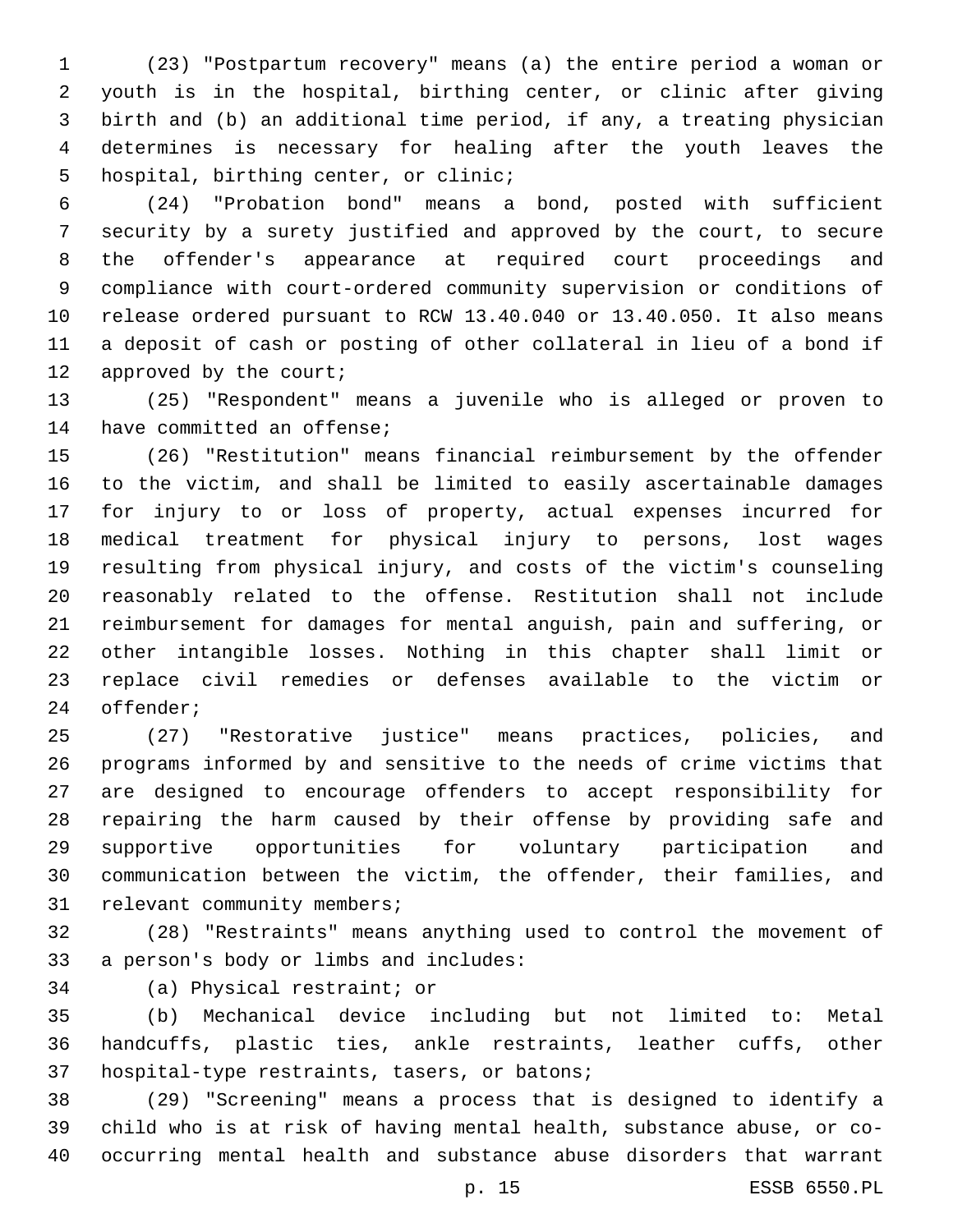(23) "Postpartum recovery" means (a) the entire period a woman or youth is in the hospital, birthing center, or clinic after giving birth and (b) an additional time period, if any, a treating physician determines is necessary for healing after the youth leaves the hospital, birthing center, or clinic;

(24) "Probation bond" means a bond, posted with sufficient security by a surety justified and approved by the court, to secure the offender's appearance at required court proceedings and compliance with court-ordered community supervision or conditions of release ordered pursuant to RCW 13.40.040 or 13.40.050. It also means a deposit of cash or posting of other collateral in lieu of a bond if approved by the court;

(25) "Respondent" means a juvenile who is alleged or proven to have committed an offense;

(26) "Restitution" means financial reimbursement by the offender to the victim, and shall be limited to easily ascertainable damages for injury to or loss of property, actual expenses incurred for medical treatment for physical injury to persons, lost wages resulting from physical injury, and costs of the victim's counseling reasonably related to the offense. Restitution shall not include reimbursement for damages for mental anguish, pain and suffering, or other intangible losses. Nothing in this chapter shall limit or replace civil remedies or defenses available to the victim or offender;

(27) "Restorative justice" means practices, policies, and programs informed by and sensitive to the needs of crime victims that are designed to encourage offenders to accept responsibility for repairing the harm caused by their offense by providing safe and supportive opportunities for voluntary participation and communication between the victim, the offender, their families, and relevant community members;

(28) "Restraints" means anything used to control the movement of a person's body or limbs and includes:

(a) Physical restraint; or

(b) Mechanical device including but not limited to: Metal handcuffs, plastic ties, ankle restraints, leather cuffs, other hospital-type restraints, tasers, or batons;

(29) "Screening" means a process that is designed to identify a child who is at risk of having mental health, substance abuse, or co-occurring mental health and substance abuse disorders that warrant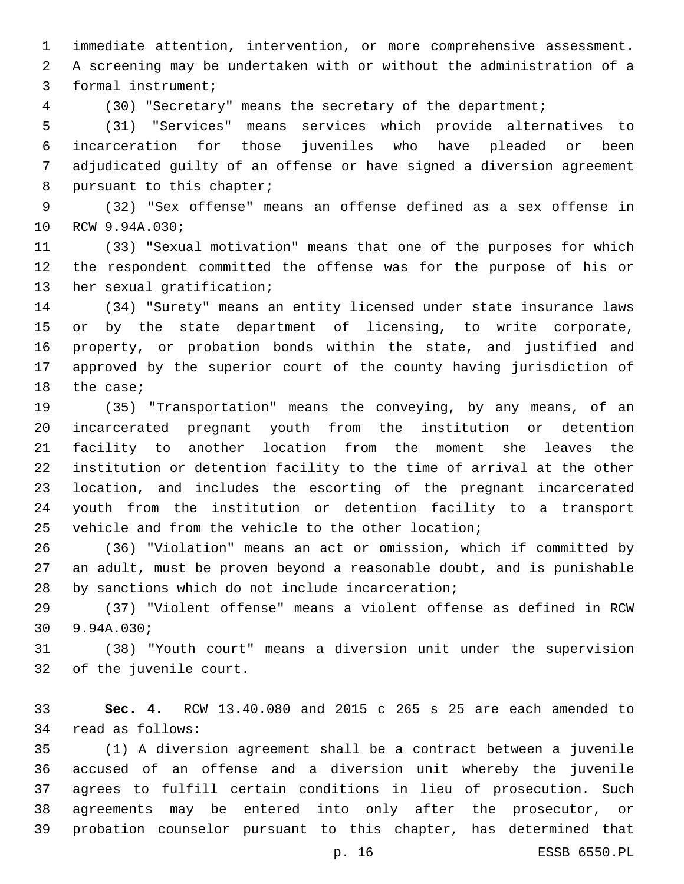immediate attention, intervention, or more comprehensive assessment. A screening may be undertaken with or without the administration of a formal instrument;

(30) "Secretary" means the secretary of the department;

(31) "Services" means services which provide alternatives to incarceration for those juveniles who have pleaded or been adjudicated guilty of an offense or have signed a diversion agreement pursuant to this chapter;

(32) "Sex offense" means an offense defined as a sex offense in RCW 9.94A.030;

(33) "Sexual motivation" means that one of the purposes for which the respondent committed the offense was for the purpose of his or her sexual gratification;

(34) "Surety" means an entity licensed under state insurance laws or by the state department of licensing, to write corporate, property, or probation bonds within the state, and justified and approved by the superior court of the county having jurisdiction of the case;

(35) "Transportation" means the conveying, by any means, of an incarcerated pregnant youth from the institution or detention facility to another location from the moment she leaves the institution or detention facility to the time of arrival at the other location, and includes the escorting of the pregnant incarcerated youth from the institution or detention facility to a transport vehicle and from the vehicle to the other location;

(36) "Violation" means an act or omission, which if committed by an adult, must be proven beyond a reasonable doubt, and is punishable by sanctions which do not include incarceration;

(37) "Violent offense" means a violent offense as defined in RCW 9.94A.030;

(38) "Youth court" means a diversion unit under the supervision of the juvenile court.

**Sec. 4.** RCW 13.40.080 and 2015 c 265 s 25 are each amended to read as follows:

(1) A diversion agreement shall be a contract between a juvenile accused of an offense and a diversion unit whereby the juvenile agrees to fulfill certain conditions in lieu of prosecution. Such agreements may be entered into only after the prosecutor, or probation counselor pursuant to this chapter, has determined that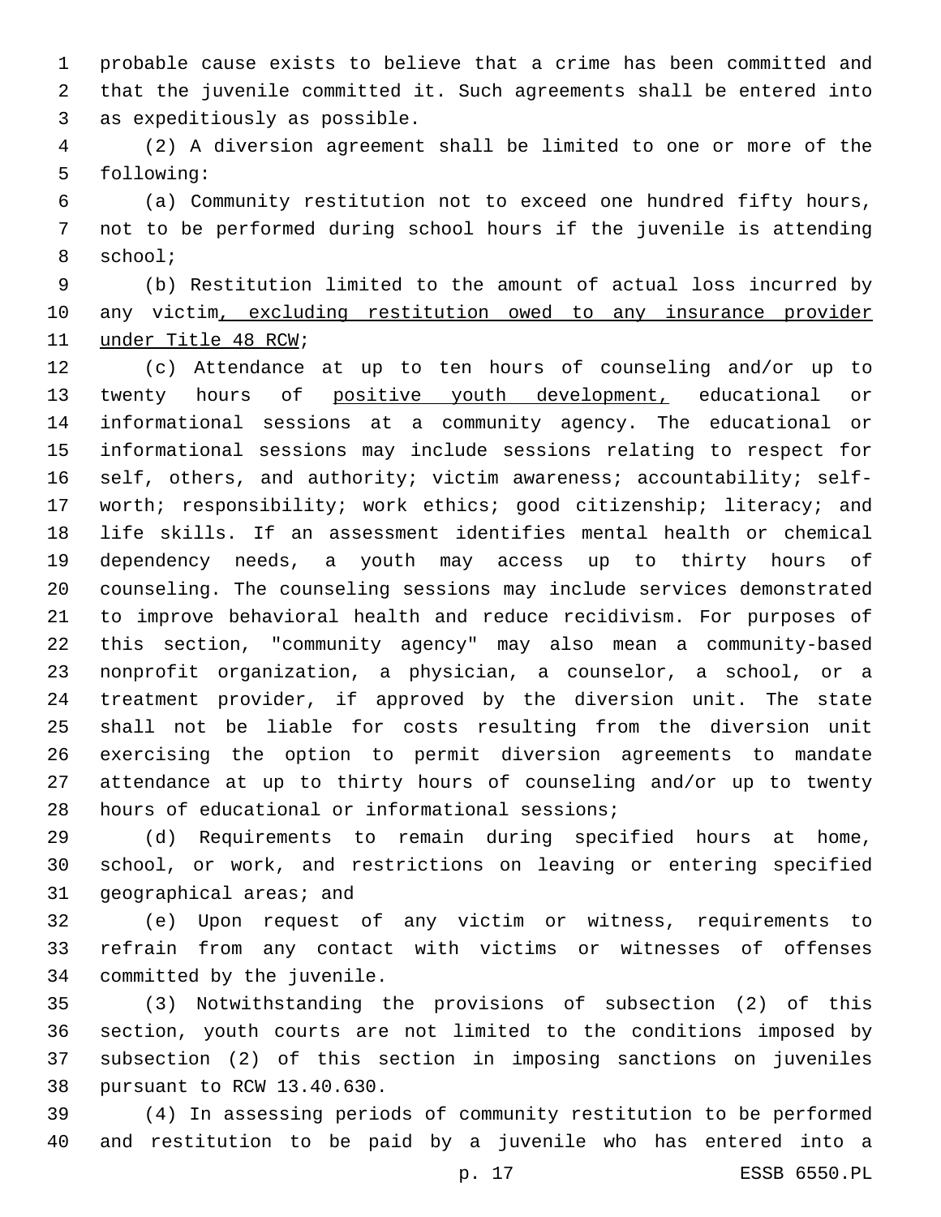probable cause exists to believe that a crime has been committed and that the juvenile committed it. Such agreements shall be entered into as expeditiously as possible.

(2) A diversion agreement shall be limited to one or more of the following:

(a) Community restitution not to exceed one hundred fifty hours, not to be performed during school hours if the juvenile is attending school;

(b) Restitution limited to the amount of actual loss incurred by any victim, excluding restitution owed to any insurance provider under Title 48 RCW;

(c) Attendance at up to ten hours of counseling and/or up to twenty hours of positive youth development, educational or informational sessions at a community agency. The educational or informational sessions may include sessions relating to respect for self, others, and authority; victim awareness; accountability; self-worth; responsibility; work ethics; good citizenship; literacy; and life skills. If an assessment identifies mental health or chemical dependency needs, a youth may access up to thirty hours of counseling. The counseling sessions may include services demonstrated to improve behavioral health and reduce recidivism. For purposes of this section, "community agency" may also mean a community-based nonprofit organization, a physician, a counselor, a school, or a treatment provider, if approved by the diversion unit. The state shall not be liable for costs resulting from the diversion unit exercising the option to permit diversion agreements to mandate attendance at up to thirty hours of counseling and/or up to twenty hours of educational or informational sessions;

(d) Requirements to remain during specified hours at home, school, or work, and restrictions on leaving or entering specified geographical areas; and

(e) Upon request of any victim or witness, requirements to refrain from any contact with victims or witnesses of offenses committed by the juvenile.

(3) Notwithstanding the provisions of subsection (2) of this section, youth courts are not limited to the conditions imposed by subsection (2) of this section in imposing sanctions on juveniles pursuant to RCW 13.40.630.

(4) In assessing periods of community restitution to be performed and restitution to be paid by a juvenile who has entered into a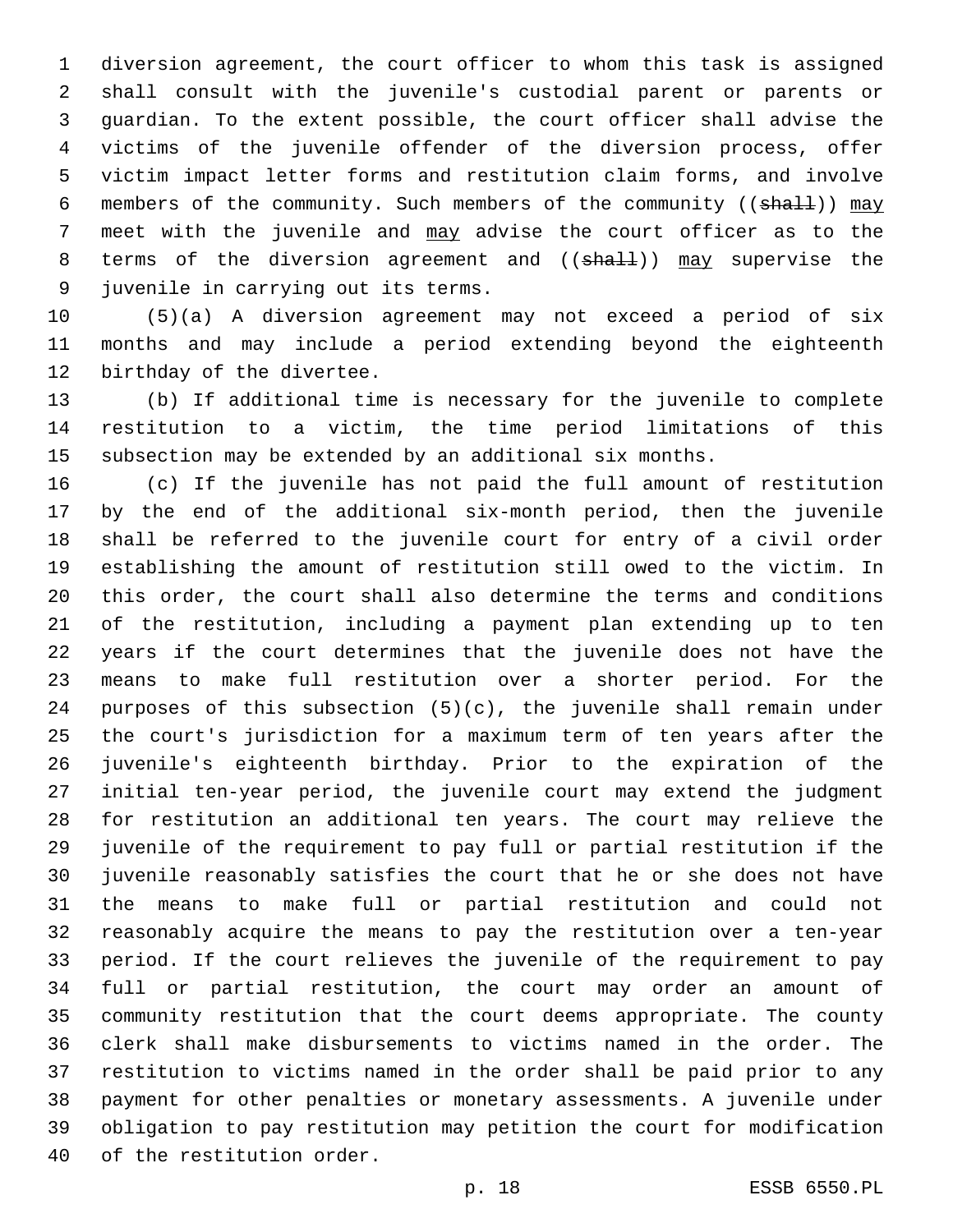diversion agreement, the court officer to whom this task is assigned shall consult with the juvenile's custodial parent or parents or guardian. To the extent possible, the court officer shall advise the victims of the juvenile offender of the diversion process, offer victim impact letter forms and restitution claim forms, and involve members of the community. Such members of the community ((~~shall~~)) <u>may</u> meet with the juvenile and <u>may</u> advise the court officer as to the terms of the diversion agreement and ((~~shall~~)) <u>may</u> supervise the juvenile in carrying out its terms.

(5)(a) A diversion agreement may not exceed a period of six months and may include a period extending beyond the eighteenth birthday of the divertee.

(b) If additional time is necessary for the juvenile to complete restitution to a victim, the time period limitations of this subsection may be extended by an additional six months.

(c) If the juvenile has not paid the full amount of restitution by the end of the additional six-month period, then the juvenile shall be referred to the juvenile court for entry of a civil order establishing the amount of restitution still owed to the victim. In this order, the court shall also determine the terms and conditions of the restitution, including a payment plan extending up to ten years if the court determines that the juvenile does not have the means to make full restitution over a shorter period. For the purposes of this subsection (5)(c), the juvenile shall remain under the court's jurisdiction for a maximum term of ten years after the juvenile's eighteenth birthday. Prior to the expiration of the initial ten-year period, the juvenile court may extend the judgment for restitution an additional ten years. The court may relieve the juvenile of the requirement to pay full or partial restitution if the juvenile reasonably satisfies the court that he or she does not have the means to make full or partial restitution and could not reasonably acquire the means to pay the restitution over a ten-year period. If the court relieves the juvenile of the requirement to pay full or partial restitution, the court may order an amount of community restitution that the court deems appropriate. The county clerk shall make disbursements to victims named in the order. The restitution to victims named in the order shall be paid prior to any payment for other penalties or monetary assessments. A juvenile under obligation to pay restitution may petition the court for modification of the restitution order.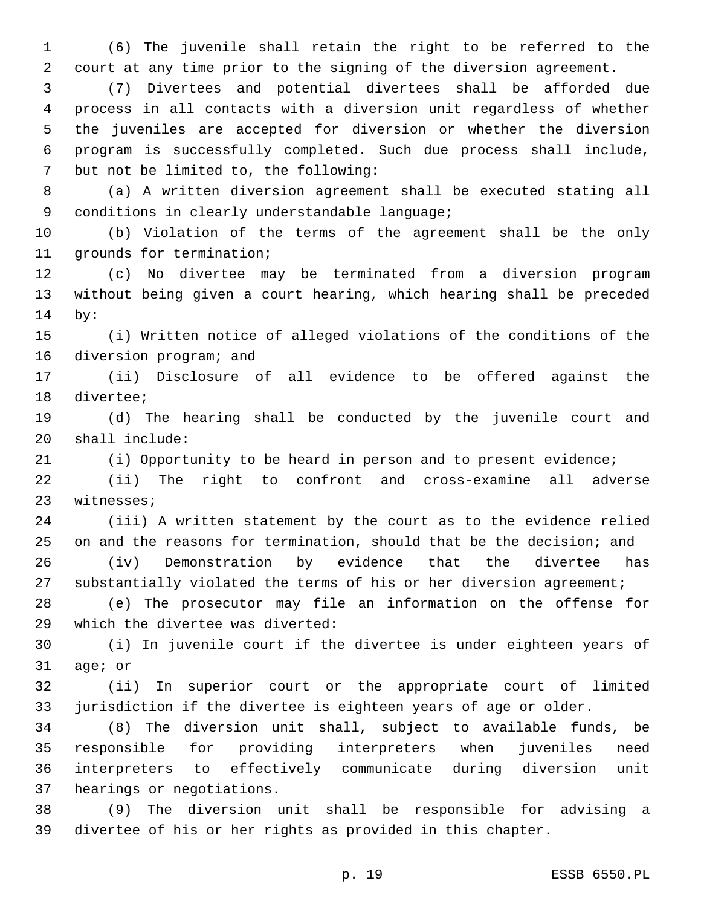(6) The juvenile shall retain the right to be referred to the court at any time prior to the signing of the diversion agreement.

(7) Divertees and potential divertees shall be afforded due process in all contacts with a diversion unit regardless of whether the juveniles are accepted for diversion or whether the diversion program is successfully completed. Such due process shall include, but not be limited to, the following:

(a) A written diversion agreement shall be executed stating all conditions in clearly understandable language;

(b) Violation of the terms of the agreement shall be the only grounds for termination;

(c) No divertee may be terminated from a diversion program without being given a court hearing, which hearing shall be preceded by:

(i) Written notice of alleged violations of the conditions of the diversion program; and

(ii) Disclosure of all evidence to be offered against the divertee;

(d) The hearing shall be conducted by the juvenile court and shall include:

(i) Opportunity to be heard in person and to present evidence;

(ii) The right to confront and cross-examine all adverse witnesses;

(iii) A written statement by the court as to the evidence relied on and the reasons for termination, should that be the decision; and

(iv) Demonstration by evidence that the divertee has substantially violated the terms of his or her diversion agreement;

(e) The prosecutor may file an information on the offense for which the divertee was diverted:

(i) In juvenile court if the divertee is under eighteen years of age; or

(ii) In superior court or the appropriate court of limited jurisdiction if the divertee is eighteen years of age or older.

(8) The diversion unit shall, subject to available funds, be responsible for providing interpreters when juveniles need interpreters to effectively communicate during diversion unit hearings or negotiations.

(9) The diversion unit shall be responsible for advising a divertee of his or her rights as provided in this chapter.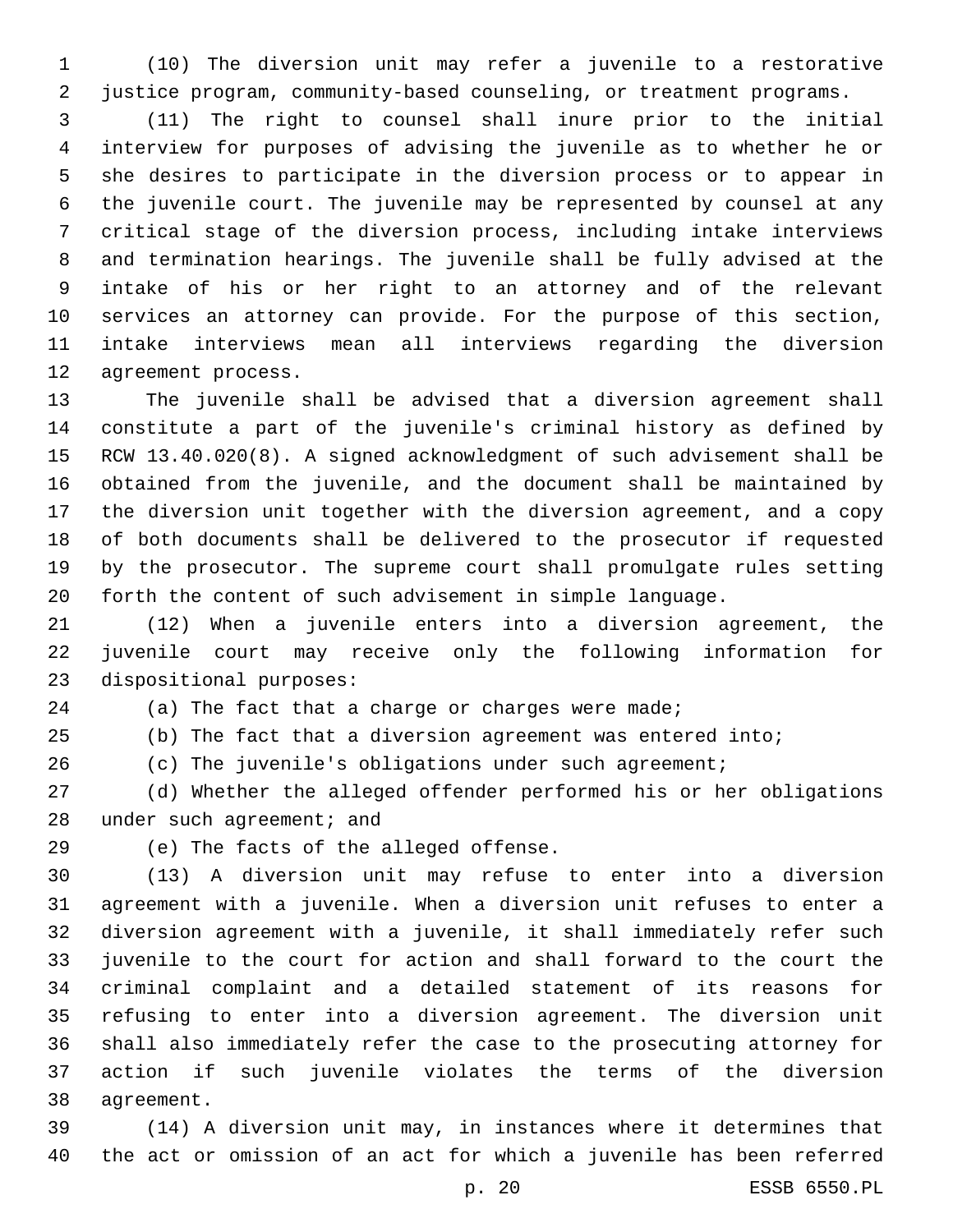(10) The diversion unit may refer a juvenile to a restorative justice program, community-based counseling, or treatment programs.

(11) The right to counsel shall inure prior to the initial interview for purposes of advising the juvenile as to whether he or she desires to participate in the diversion process or to appear in the juvenile court. The juvenile may be represented by counsel at any critical stage of the diversion process, including intake interviews and termination hearings. The juvenile shall be fully advised at the intake of his or her right to an attorney and of the relevant services an attorney can provide. For the purpose of this section, intake interviews mean all interviews regarding the diversion agreement process.

The juvenile shall be advised that a diversion agreement shall constitute a part of the juvenile's criminal history as defined by RCW 13.40.020(8). A signed acknowledgment of such advisement shall be obtained from the juvenile, and the document shall be maintained by the diversion unit together with the diversion agreement, and a copy of both documents shall be delivered to the prosecutor if requested by the prosecutor. The supreme court shall promulgate rules setting forth the content of such advisement in simple language.

(12) When a juvenile enters into a diversion agreement, the juvenile court may receive only the following information for dispositional purposes:

(a) The fact that a charge or charges were made;

(b) The fact that a diversion agreement was entered into;

(c) The juvenile's obligations under such agreement;

(d) Whether the alleged offender performed his or her obligations under such agreement; and

(e) The facts of the alleged offense.

(13) A diversion unit may refuse to enter into a diversion agreement with a juvenile. When a diversion unit refuses to enter a diversion agreement with a juvenile, it shall immediately refer such juvenile to the court for action and shall forward to the court the criminal complaint and a detailed statement of its reasons for refusing to enter into a diversion agreement. The diversion unit shall also immediately refer the case to the prosecuting attorney for action if such juvenile violates the terms of the diversion agreement.

(14) A diversion unit may, in instances where it determines that the act or omission of an act for which a juvenile has been referred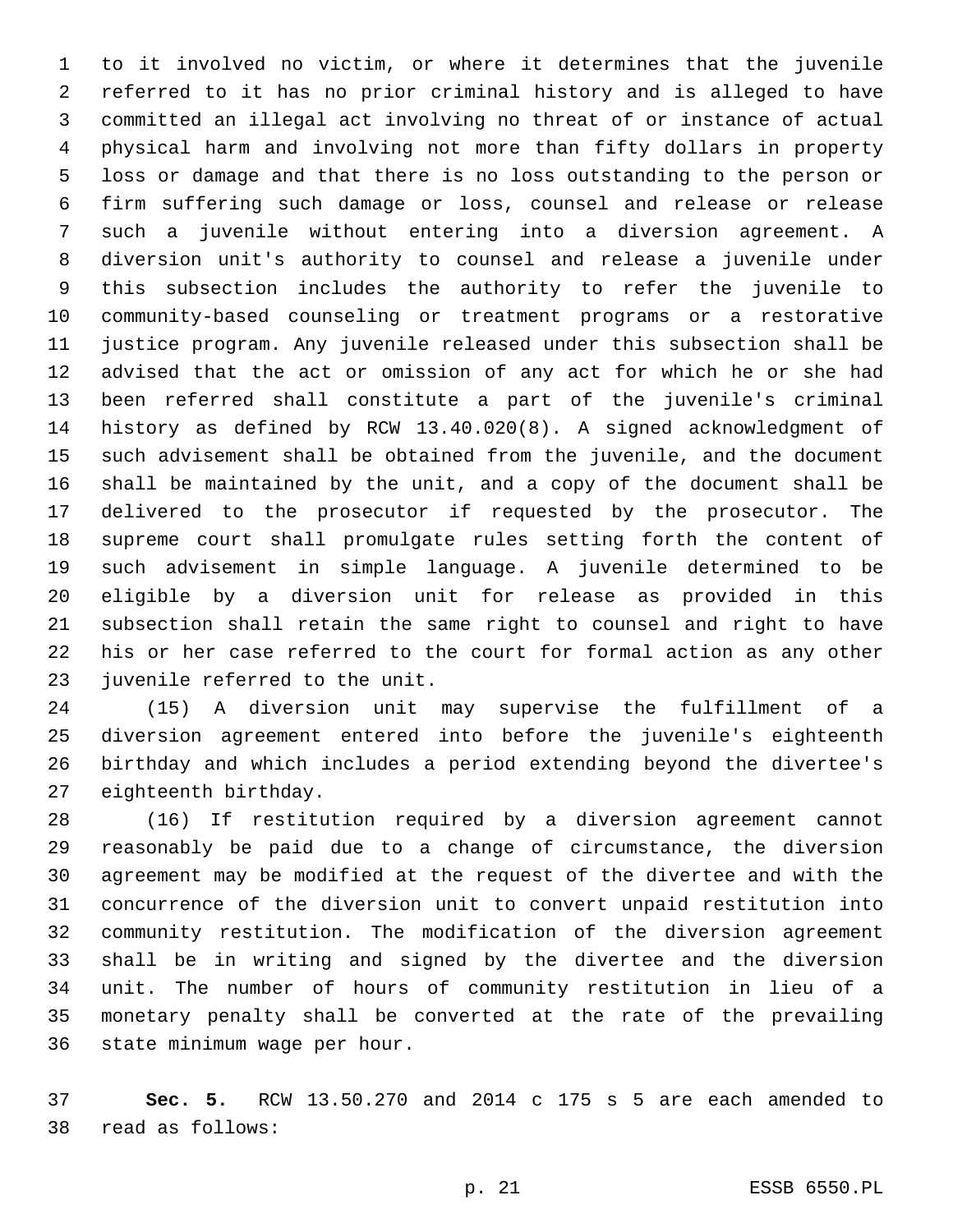to it involved no victim, or where it determines that the juvenile referred to it has no prior criminal history and is alleged to have committed an illegal act involving no threat of or instance of actual physical harm and involving not more than fifty dollars in property loss or damage and that there is no loss outstanding to the person or firm suffering such damage or loss, counsel and release or release such a juvenile without entering into a diversion agreement. A diversion unit's authority to counsel and release a juvenile under this subsection includes the authority to refer the juvenile to community-based counseling or treatment programs or a restorative justice program. Any juvenile released under this subsection shall be advised that the act or omission of any act for which he or she had been referred shall constitute a part of the juvenile's criminal history as defined by RCW 13.40.020(8). A signed acknowledgment of such advisement shall be obtained from the juvenile, and the document shall be maintained by the unit, and a copy of the document shall be delivered to the prosecutor if requested by the prosecutor. The supreme court shall promulgate rules setting forth the content of such advisement in simple language. A juvenile determined to be eligible by a diversion unit for release as provided in this subsection shall retain the same right to counsel and right to have his or her case referred to the court for formal action as any other juvenile referred to the unit.

(15) A diversion unit may supervise the fulfillment of a diversion agreement entered into before the juvenile's eighteenth birthday and which includes a period extending beyond the divertee's eighteenth birthday.

(16) If restitution required by a diversion agreement cannot reasonably be paid due to a change of circumstance, the diversion agreement may be modified at the request of the divertee and with the concurrence of the diversion unit to convert unpaid restitution into community restitution. The modification of the diversion agreement shall be in writing and signed by the divertee and the diversion unit. The number of hours of community restitution in lieu of a monetary penalty shall be converted at the rate of the prevailing state minimum wage per hour.

**Sec. 5.** RCW 13.50.270 and 2014 c 175 s 5 are each amended to read as follows: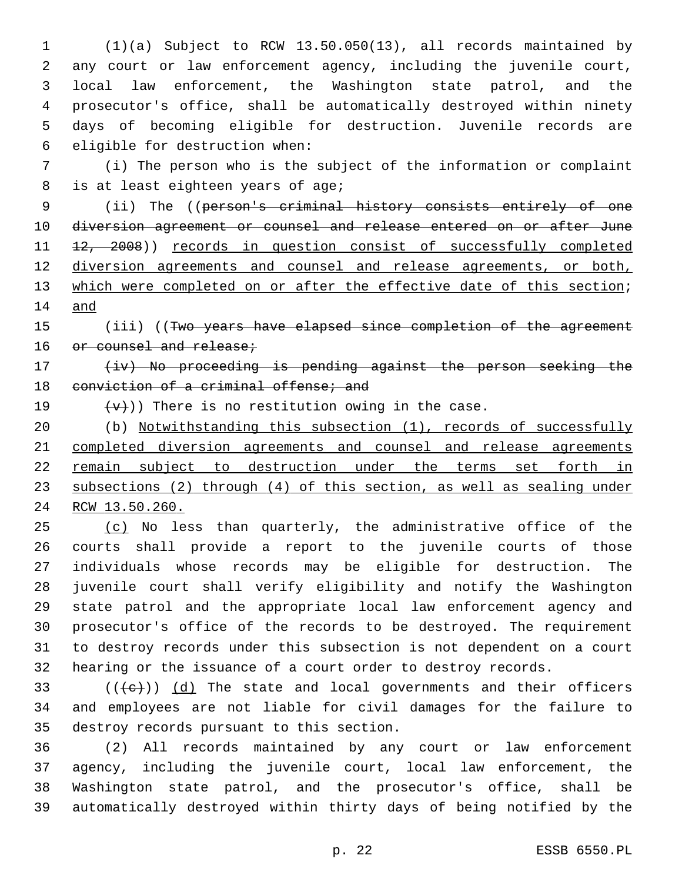(1)(a) Subject to RCW 13.50.050(13), all records maintained by any court or law enforcement agency, including the juvenile court, local law enforcement, the Washington state patrol, and the prosecutor's office, shall be automatically destroyed within ninety days of becoming eligible for destruction. Juvenile records are eligible for destruction when:

(i) The person who is the subject of the information or complaint is at least eighteen years of age;

(ii) The ((~~person's criminal history consists entirely of one diversion agreement or counsel and release entered on or after June 12, 2008~~)) <u>records in question consist of successfully completed diversion agreements and counsel and release agreements, or both, which were completed on or after the effective date of this section</u>; <u>and</u>

(iii) ((~~Two years have elapsed since completion of the agreement or counsel and release;~~

~~(iv) No proceeding is pending against the person seeking the conviction of a criminal offense; and~~

~~(v)~~)) There is no restitution owing in the case.

(b) <u>Notwithstanding this subsection (1), records of successfully completed diversion agreements and counsel and release agreements remain subject to destruction under the terms set forth in subsections (2) through (4) of this section, as well as sealing under RCW 13.50.260.</u>

<u>(c)</u> No less than quarterly, the administrative office of the courts shall provide a report to the juvenile courts of those individuals whose records may be eligible for destruction. The juvenile court shall verify eligibility and notify the Washington state patrol and the appropriate local law enforcement agency and prosecutor's office of the records to be destroyed. The requirement to destroy records under this subsection is not dependent on a court hearing or the issuance of a court order to destroy records.

((~~(c)~~)) <u>(d)</u> The state and local governments and their officers and employees are not liable for civil damages for the failure to destroy records pursuant to this section.

(2) All records maintained by any court or law enforcement agency, including the juvenile court, local law enforcement, the Washington state patrol, and the prosecutor's office, shall be automatically destroyed within thirty days of being notified by the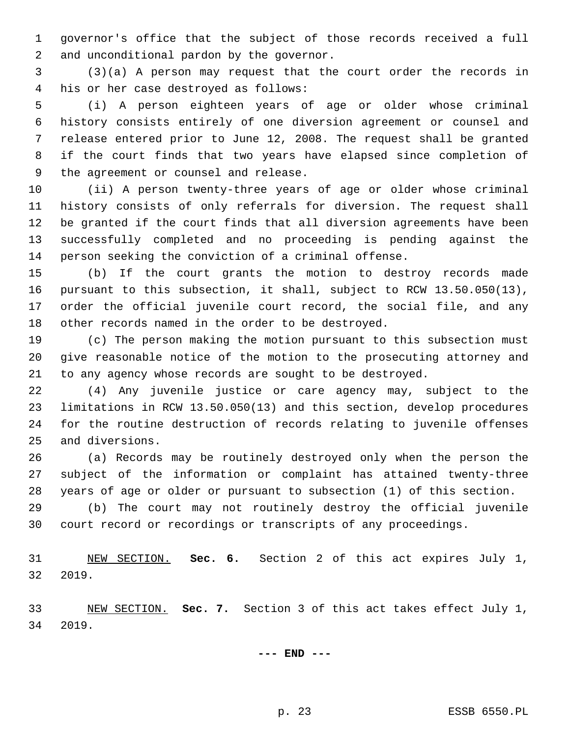governor's office that the subject of those records received a full and unconditional pardon by the governor.

(3)(a) A person may request that the court order the records in his or her case destroyed as follows:

(i) A person eighteen years of age or older whose criminal history consists entirely of one diversion agreement or counsel and release entered prior to June 12, 2008. The request shall be granted if the court finds that two years have elapsed since completion of the agreement or counsel and release.

(ii) A person twenty-three years of age or older whose criminal history consists of only referrals for diversion. The request shall be granted if the court finds that all diversion agreements have been successfully completed and no proceeding is pending against the person seeking the conviction of a criminal offense.

(b) If the court grants the motion to destroy records made pursuant to this subsection, it shall, subject to RCW 13.50.050(13), order the official juvenile court record, the social file, and any other records named in the order to be destroyed.

(c) The person making the motion pursuant to this subsection must give reasonable notice of the motion to the prosecuting attorney and to any agency whose records are sought to be destroyed.

(4) Any juvenile justice or care agency may, subject to the limitations in RCW 13.50.050(13) and this section, develop procedures for the routine destruction of records relating to juvenile offenses and diversions.

(a) Records may be routinely destroyed only when the person the subject of the information or complaint has attained twenty-three years of age or older or pursuant to subsection (1) of this section.

(b) The court may not routinely destroy the official juvenile court record or recordings or transcripts of any proceedings.

NEW SECTION. **Sec. 6.** Section 2 of this act expires July 1, 2019.

NEW SECTION. **Sec. 7.** Section 3 of this act takes effect July 1, 2019.

**--- END ---**